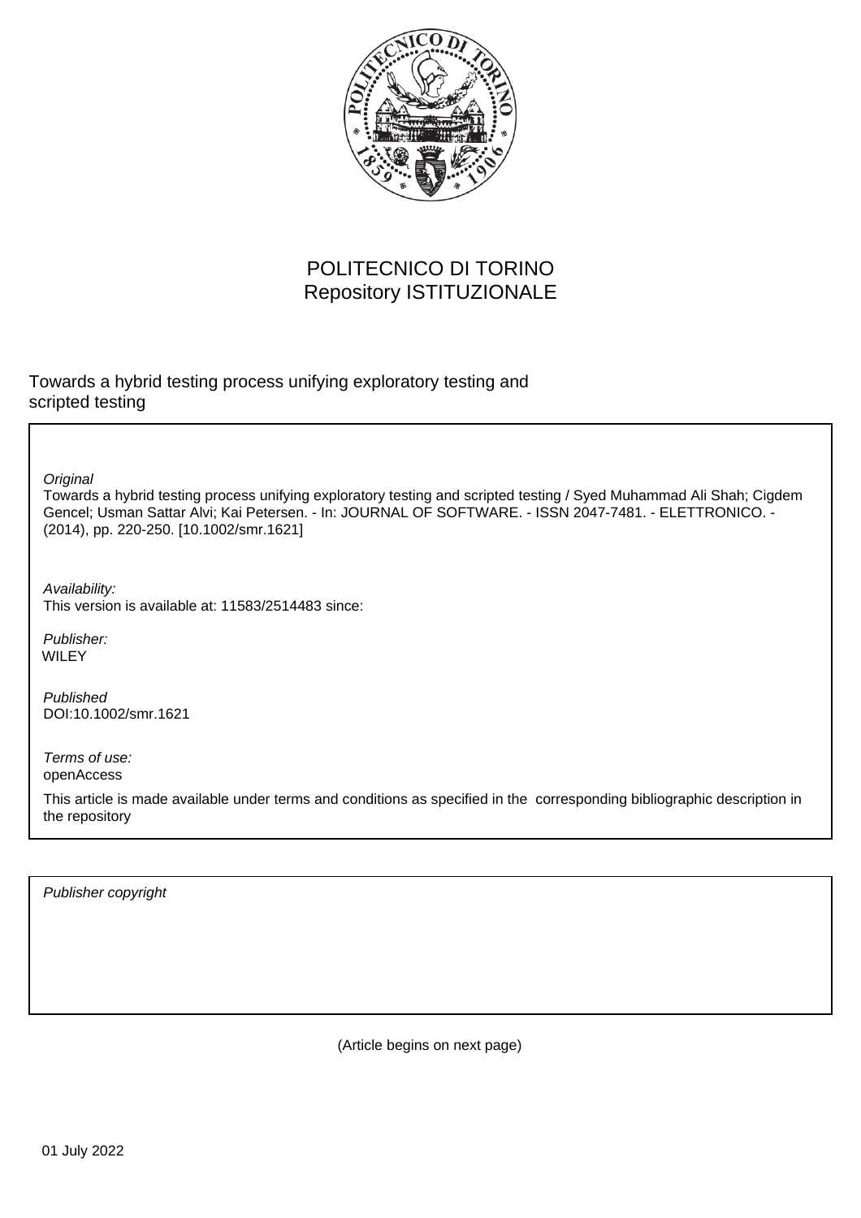POLITECNICO DI TORINO
Repository ISTITUZIONALE

Towards a hybrid testing process unifying exploratory testing and scripted testing

*Original*
Towards a hybrid testing process unifying exploratory testing and scripted testing / Syed Muhammad Ali Shah; Cigdem Gencel; Usman Sattar Alvi; Kai Petersen. - In: JOURNAL OF SOFTWARE. - ISSN 2047-7481. - ELETTRONICO. - (2014), pp. 220-250. [10.1002/smr.1621]

*Availability:*
This version is available at: 11583/2514483 since:

*Publisher:*
WILEY

*Published*
DOI:10.1002/smr.1621

*Terms of use:*
openAccess

This article is made available under terms and conditions as specified in the corresponding bibliographic description in the repository

*Publisher copyright*

(Article begins on next page)

01 July 2022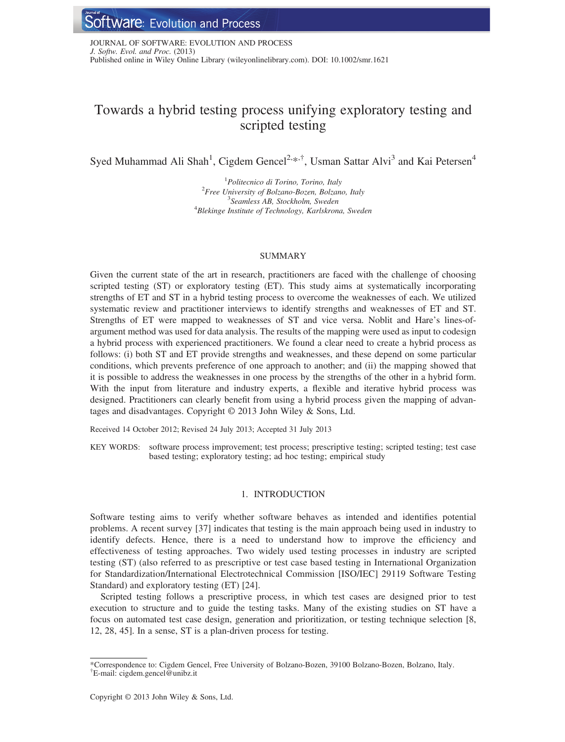# Towards a hybrid testing process unifying exploratory testing and scripted testing

Syed Muhammad Ali Shah[1], Cigdem Gencel[2,*,†], Usman Sattar Alvi[3] and Kai Petersen[4]

[1]*Politecnico di Torino, Torino, Italy*
[2]*Free University of Bolzano-Bozen, Bolzano, Italy*
[3]*Seamless AB, Stockholm, Sweden*
[4]*Blekinge Institute of Technology, Karlskrona, Sweden*

## SUMMARY

Given the current state of the art in research, practitioners are faced with the challenge of choosing scripted testing (ST) or exploratory testing (ET). This study aims at systematically incorporating strengths of ET and ST in a hybrid testing process to overcome the weaknesses of each. We utilized systematic review and practitioner interviews to identify strengths and weaknesses of ET and ST. Strengths of ET were mapped to weaknesses of ST and vice versa. Noblit and Hare's lines-of-argument method was used for data analysis. The results of the mapping were used as input to codesign a hybrid process with experienced practitioners. We found a clear need to create a hybrid process as follows: (i) both ST and ET provide strengths and weaknesses, and these depend on some particular conditions, which prevents preference of one approach to another; and (ii) the mapping showed that it is possible to address the weaknesses in one process by the strengths of the other in a hybrid form. With the input from literature and industry experts, a flexible and iterative hybrid process was designed. Practitioners can clearly benefit from using a hybrid process given the mapping of advantages and disadvantages. Copyright © 2013 John Wiley & Sons, Ltd.

Received 14 October 2012; Revised 24 July 2013; Accepted 31 July 2013

KEY WORDS: software process improvement; test process; prescriptive testing; scripted testing; test case based testing; exploratory testing; ad hoc testing; empirical study

## 1. INTRODUCTION

Software testing aims to verify whether software behaves as intended and identifies potential problems. A recent survey [37] indicates that testing is the main approach being used in industry to identify defects. Hence, there is a need to understand how to improve the efficiency and effectiveness of testing approaches. Two widely used testing processes in industry are scripted testing (ST) (also referred to as prescriptive or test case based testing in International Organization for Standardization/International Electrotechnical Commission [ISO/IEC] 29119 Software Testing Standard) and exploratory testing (ET) [24].

Scripted testing follows a prescriptive process, in which test cases are designed prior to test execution to structure and to guide the testing tasks. Many of the existing studies on ST have a focus on automated test case design, generation and prioritization, or testing technique selection [8, 12, 28, 45]. In a sense, ST is a plan-driven process for testing.

*Correspondence to: Cigdem Gencel, Free University of Bolzano-Bozen, 39100 Bolzano-Bozen, Bolzano, Italy.
†E-mail: cigdem.gencel@unibz.it

Copyright © 2013 John Wiley & Sons, Ltd.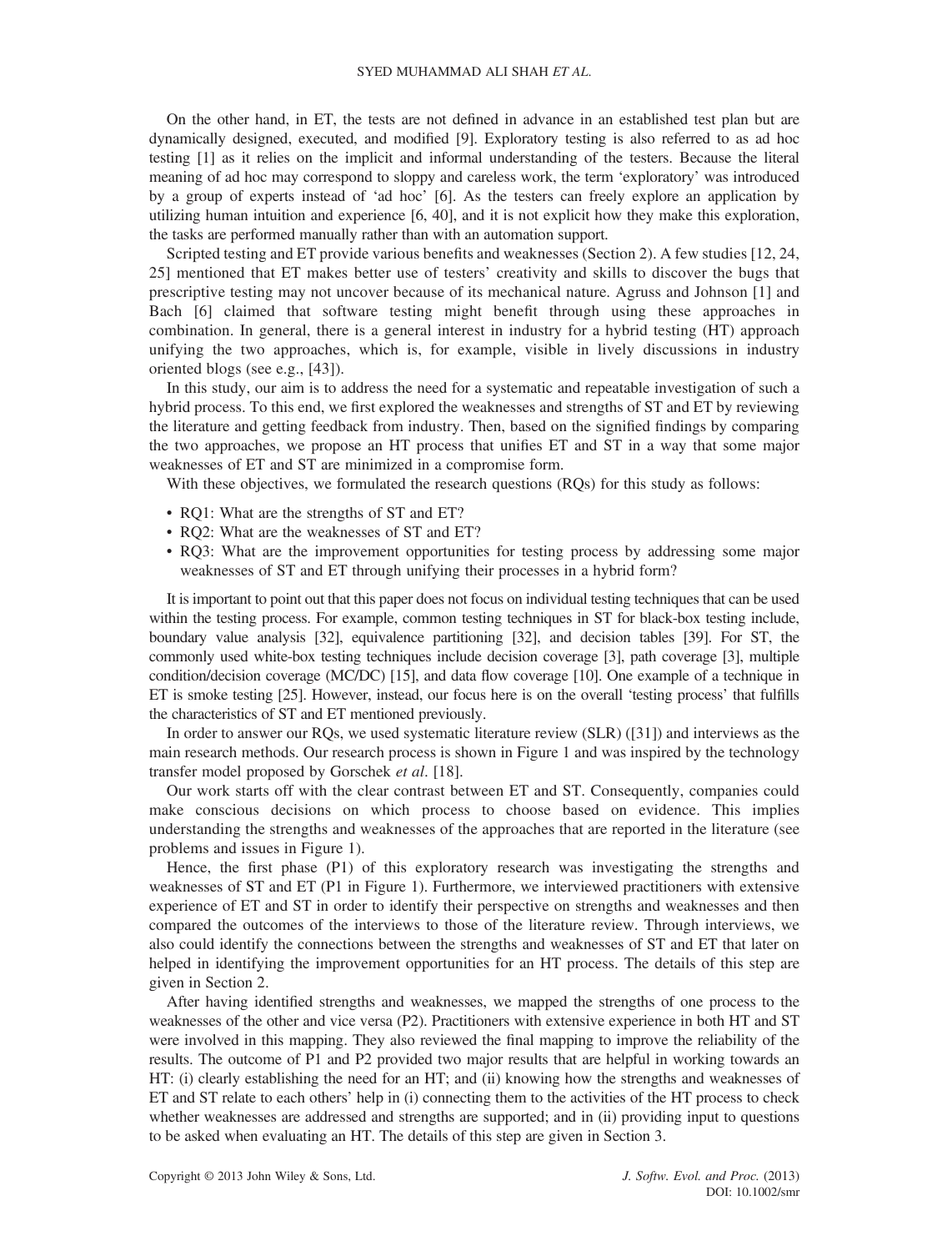On the other hand, in ET, the tests are not defined in advance in an established test plan but are dynamically designed, executed, and modified [9]. Exploratory testing is also referred to as ad hoc testing [1] as it relies on the implicit and informal understanding of the testers. Because the literal meaning of ad hoc may correspond to sloppy and careless work, the term 'exploratory' was introduced by a group of experts instead of 'ad hoc' [6]. As the testers can freely explore an application by utilizing human intuition and experience [6, 40], and it is not explicit how they make this exploration, the tasks are performed manually rather than with an automation support.

Scripted testing and ET provide various benefits and weaknesses (Section 2). A few studies [12, 24, 25] mentioned that ET makes better use of testers' creativity and skills to discover the bugs that prescriptive testing may not uncover because of its mechanical nature. Agruss and Johnson [1] and Bach [6] claimed that software testing might benefit through using these approaches in combination. In general, there is a general interest in industry for a hybrid testing (HT) approach unifying the two approaches, which is, for example, visible in lively discussions in industry oriented blogs (see e.g., [43]).

In this study, our aim is to address the need for a systematic and repeatable investigation of such a hybrid process. To this end, we first explored the weaknesses and strengths of ST and ET by reviewing the literature and getting feedback from industry. Then, based on the signified findings by comparing the two approaches, we propose an HT process that unifies ET and ST in a way that some major weaknesses of ET and ST are minimized in a compromise form.

With these objectives, we formulated the research questions (RQs) for this study as follows:

- RQ1: What are the strengths of ST and ET?
- RQ2: What are the weaknesses of ST and ET?
- RQ3: What are the improvement opportunities for testing process by addressing some major weaknesses of ST and ET through unifying their processes in a hybrid form?

It is important to point out that this paper does not focus on individual testing techniques that can be used within the testing process. For example, common testing techniques in ST for black-box testing include, boundary value analysis [32], equivalence partitioning [32], and decision tables [39]. For ST, the commonly used white-box testing techniques include decision coverage [3], path coverage [3], multiple condition/decision coverage (MC/DC) [15], and data flow coverage [10]. One example of a technique in ET is smoke testing [25]. However, instead, our focus here is on the overall 'testing process' that fulfills the characteristics of ST and ET mentioned previously.

In order to answer our RQs, we used systematic literature review (SLR) ([31]) and interviews as the main research methods. Our research process is shown in Figure 1 and was inspired by the technology transfer model proposed by Gorschek *et al*. [18].

Our work starts off with the clear contrast between ET and ST. Consequently, companies could make conscious decisions on which process to choose based on evidence. This implies understanding the strengths and weaknesses of the approaches that are reported in the literature (see problems and issues in Figure 1).

Hence, the first phase (P1) of this exploratory research was investigating the strengths and weaknesses of ST and ET (P1 in Figure 1). Furthermore, we interviewed practitioners with extensive experience of ET and ST in order to identify their perspective on strengths and weaknesses and then compared the outcomes of the interviews to those of the literature review. Through interviews, we also could identify the connections between the strengths and weaknesses of ST and ET that later on helped in identifying the improvement opportunities for an HT process. The details of this step are given in Section 2.

After having identified strengths and weaknesses, we mapped the strengths of one process to the weaknesses of the other and vice versa (P2). Practitioners with extensive experience in both HT and ST were involved in this mapping. They also reviewed the final mapping to improve the reliability of the results. The outcome of P1 and P2 provided two major results that are helpful in working towards an HT: (i) clearly establishing the need for an HT; and (ii) knowing how the strengths and weaknesses of ET and ST relate to each others' help in (i) connecting them to the activities of the HT process to check whether weaknesses are addressed and strengths are supported; and in (ii) providing input to questions to be asked when evaluating an HT. The details of this step are given in Section 3.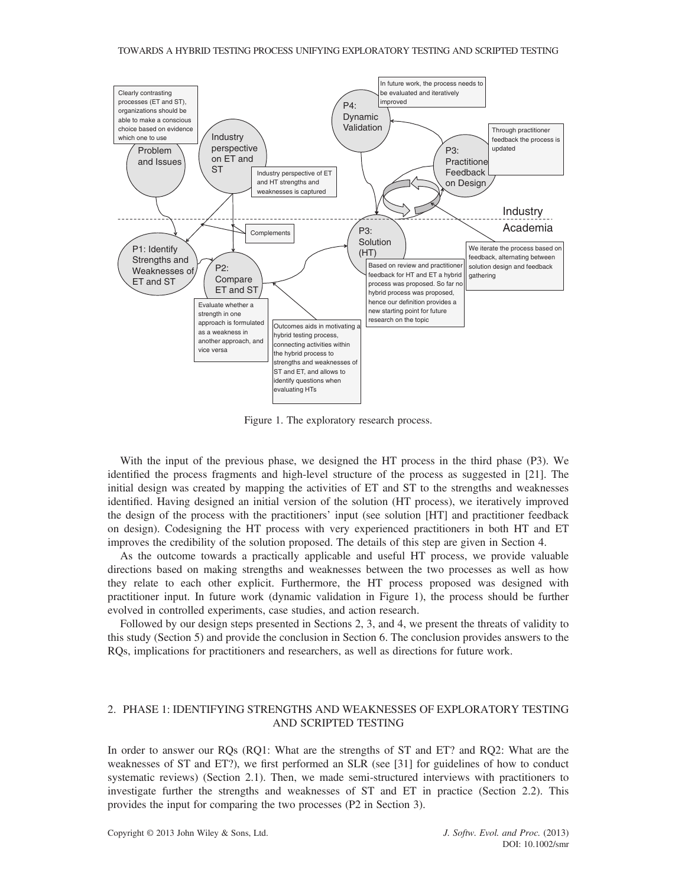Figure 1. The exploratory research process.

With the input of the previous phase, we designed the HT process in the third phase (P3). We identified the process fragments and high-level structure of the process as suggested in [21]. The initial design was created by mapping the activities of ET and ST to the strengths and weaknesses identified. Having designed an initial version of the solution (HT process), we iteratively improved the design of the process with the practitioners' input (see solution [HT] and practitioner feedback on design). Codesigning the HT process with very experienced practitioners in both HT and ET improves the credibility of the solution proposed. The details of this step are given in Section 4.

As the outcome towards a practically applicable and useful HT process, we provide valuable directions based on making strengths and weaknesses between the two processes as well as how they relate to each other explicit. Furthermore, the HT process proposed was designed with practitioner input. In future work (dynamic validation in Figure 1), the process should be further evolved in controlled experiments, case studies, and action research.

Followed by our design steps presented in Sections 2, 3, and 4, we present the threats of validity to this study (Section 5) and provide the conclusion in Section 6. The conclusion provides answers to the RQs, implications for practitioners and researchers, as well as directions for future work.

## 2. PHASE 1: IDENTIFYING STRENGTHS AND WEAKNESSES OF EXPLORATORY TESTING AND SCRIPTED TESTING

In order to answer our RQs (RQ1: What are the strengths of ST and ET? and RQ2: What are the weaknesses of ST and ET?), we first performed an SLR (see [31] for guidelines of how to conduct systematic reviews) (Section 2.1). Then, we made semi-structured interviews with practitioners to investigate further the strengths and weaknesses of ST and ET in practice (Section 2.2). This provides the input for comparing the two processes (P2 in Section 3).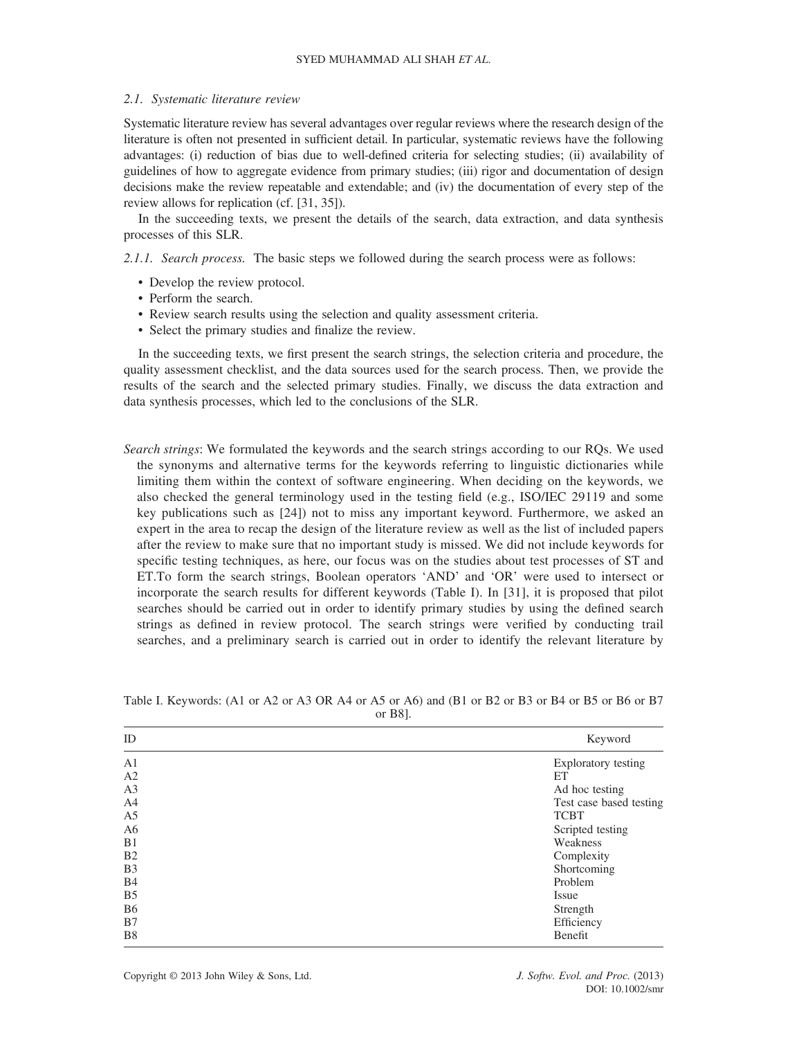### 2.1. Systematic literature review

Systematic literature review has several advantages over regular reviews where the research design of the literature is often not presented in sufficient detail. In particular, systematic reviews have the following advantages: (i) reduction of bias due to well-defined criteria for selecting studies; (ii) availability of guidelines of how to aggregate evidence from primary studies; (iii) rigor and documentation of design decisions make the review repeatable and extendable; and (iv) the documentation of every step of the review allows for replication (cf. [31, 35]).

In the succeeding texts, we present the details of the search, data extraction, and data synthesis processes of this SLR.

*2.1.1. Search process.* The basic steps we followed during the search process were as follows:

- Develop the review protocol.
- Perform the search.
- Review search results using the selection and quality assessment criteria.
- Select the primary studies and finalize the review.

In the succeeding texts, we first present the search strings, the selection criteria and procedure, the quality assessment checklist, and the data sources used for the search process. Then, we provide the results of the search and the selected primary studies. Finally, we discuss the data extraction and data synthesis processes, which led to the conclusions of the SLR.

*Search strings*: We formulated the keywords and the search strings according to our RQs. We used the synonyms and alternative terms for the keywords referring to linguistic dictionaries while limiting them within the context of software engineering. When deciding on the keywords, we also checked the general terminology used in the testing field (e.g., ISO/IEC 29119 and some key publications such as [24]) not to miss any important keyword. Furthermore, we asked an expert in the area to recap the design of the literature review as well as the list of included papers after the review to make sure that no important study is missed. We did not include keywords for specific testing techniques, as here, our focus was on the studies about test processes of ST and ET.To form the search strings, Boolean operators 'AND' and 'OR' were used to intersect or incorporate the search results for different keywords (Table I). In [31], it is proposed that pilot searches should be carried out in order to identify primary studies by using the defined search strings as defined in review protocol. The search strings were verified by conducting trail searches, and a preliminary search is carried out in order to identify the relevant literature by

Table I. Keywords: (A1 or A2 or A3 OR A4 or A5 or A6) and (B1 or B2 or B3 or B4 or B5 or B6 or B7 or B8].

| ID | Keyword |
|---|---|
| A1 | Exploratory testing |
| A2 | ET |
| A3 | Ad hoc testing |
| A4 | Test case based testing |
| A5 | TCBT |
| A6 | Scripted testing |
| B1 | Weakness |
| B2 | Complexity |
| B3 | Shortcoming |
| B4 | Problem |
| B5 | Issue |
| B6 | Strength |
| B7 | Efficiency |
| B8 | Benefit |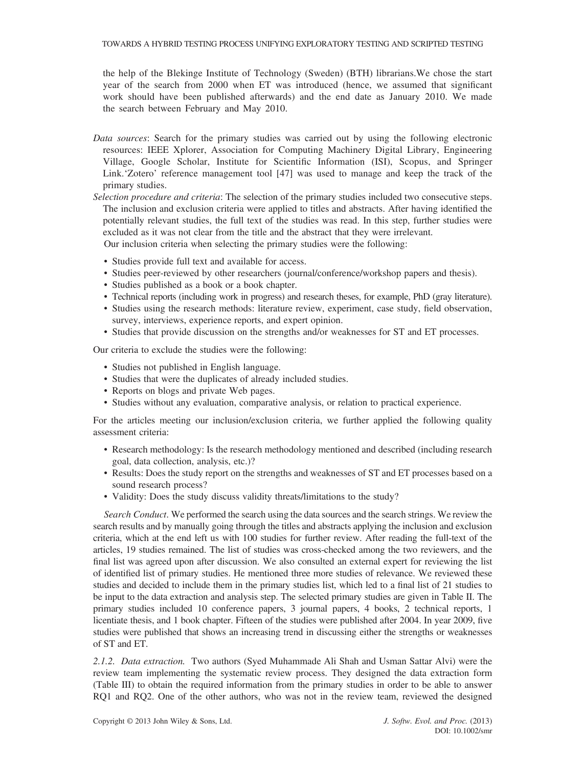the help of the Blekinge Institute of Technology (Sweden) (BTH) librarians.We chose the start year of the search from 2000 when ET was introduced (hence, we assumed that significant work should have been published afterwards) and the end date as January 2010. We made the search between February and May 2010.

*Data sources*: Search for the primary studies was carried out by using the following electronic resources: IEEE Xplorer, Association for Computing Machinery Digital Library, Engineering Village, Google Scholar, Institute for Scientific Information (ISI), Scopus, and Springer Link.'Zotero' reference management tool [47] was used to manage and keep the track of the primary studies.

*Selection procedure and criteria*: The selection of the primary studies included two consecutive steps. The inclusion and exclusion criteria were applied to titles and abstracts. After having identified the potentially relevant studies, the full text of the studies was read. In this step, further studies were excluded as it was not clear from the title and the abstract that they were irrelevant.

Our inclusion criteria when selecting the primary studies were the following:

- Studies provide full text and available for access.
- Studies peer-reviewed by other researchers (journal/conference/workshop papers and thesis).
- Studies published as a book or a book chapter.
- Technical reports (including work in progress) and research theses, for example, PhD (gray literature).
- Studies using the research methods: literature review, experiment, case study, field observation, survey, interviews, experience reports, and expert opinion.
- Studies that provide discussion on the strengths and/or weaknesses for ST and ET processes.

Our criteria to exclude the studies were the following:

- Studies not published in English language.
- Studies that were the duplicates of already included studies.
- Reports on blogs and private Web pages.
- Studies without any evaluation, comparative analysis, or relation to practical experience.

For the articles meeting our inclusion/exclusion criteria, we further applied the following quality assessment criteria:

- Research methodology: Is the research methodology mentioned and described (including research goal, data collection, analysis, etc.)?
- Results: Does the study report on the strengths and weaknesses of ST and ET processes based on a sound research process?
- Validity: Does the study discuss validity threats/limitations to the study?

*Search Conduct*. We performed the search using the data sources and the search strings. We review the search results and by manually going through the titles and abstracts applying the inclusion and exclusion criteria, which at the end left us with 100 studies for further review. After reading the full-text of the articles, 19 studies remained. The list of studies was cross-checked among the two reviewers, and the final list was agreed upon after discussion. We also consulted an external expert for reviewing the list of identified list of primary studies. He mentioned three more studies of relevance. We reviewed these studies and decided to include them in the primary studies list, which led to a final list of 21 studies to be input to the data extraction and analysis step. The selected primary studies are given in Table II. The primary studies included 10 conference papers, 3 journal papers, 4 books, 2 technical reports, 1 licentiate thesis, and 1 book chapter. Fifteen of the studies were published after 2004. In year 2009, five studies were published that shows an increasing trend in discussing either the strengths or weaknesses of ST and ET.

*2.1.2. Data extraction.* Two authors (Syed Muhammade Ali Shah and Usman Sattar Alvi) were the review team implementing the systematic review process. They designed the data extraction form (Table III) to obtain the required information from the primary studies in order to be able to answer RQ1 and RQ2. One of the other authors, who was not in the review team, reviewed the designed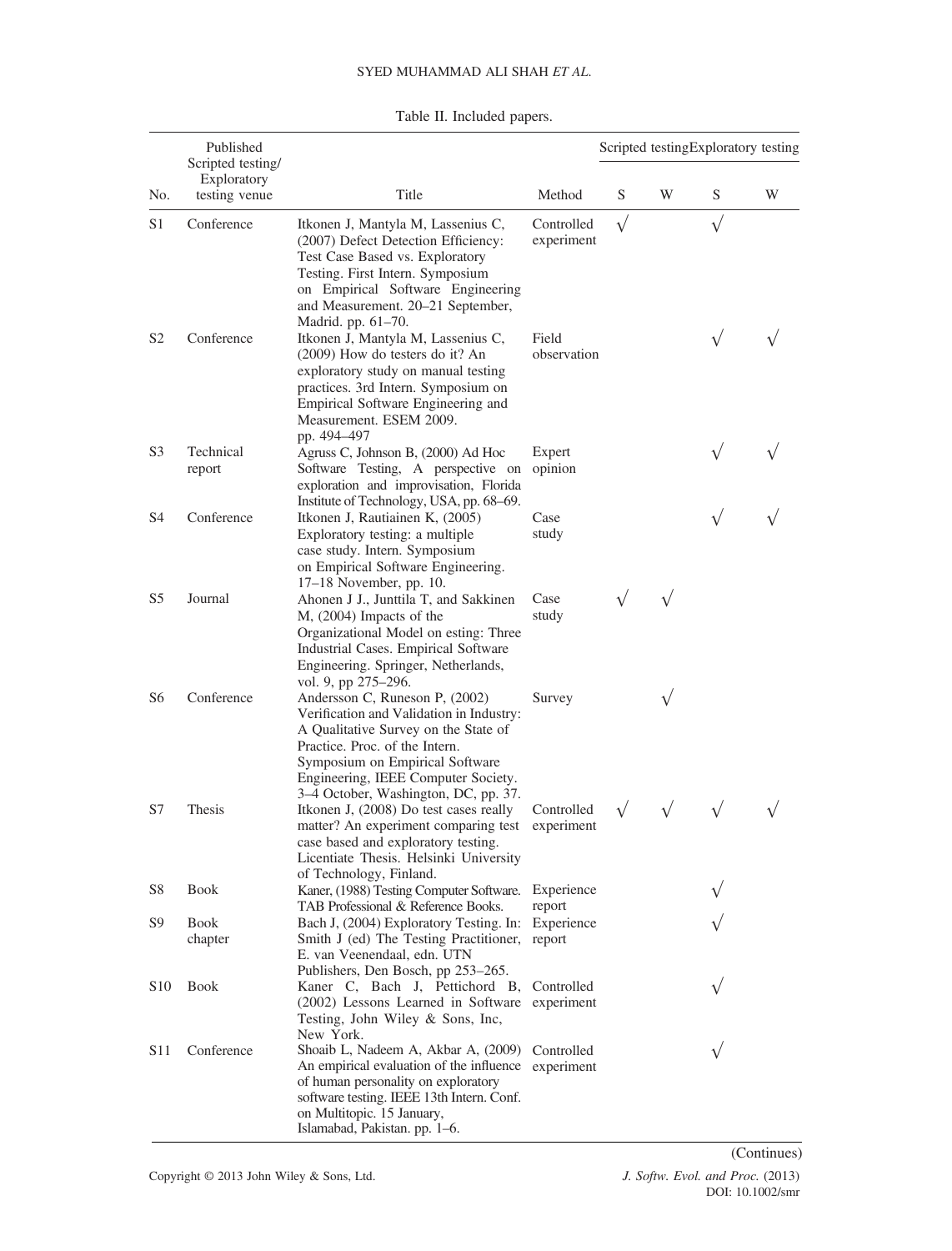Table II. Included papers.

| No. | Published Scripted testing/ Exploratory testing venue | Title | Method | Scripted testing | | Exploratory testing | |
|---|---|---|---|---|---|---|---|
| | | | | S | W | S | W |
| S1 | Conference | Itkonen J, Mantyla M, Lassenius C, (2007) Defect Detection Efficiency: Test Case Based vs. Exploratory Testing. First Intern. Symposium on Empirical Software Engineering and Measurement. 20–21 September, Madrid. pp. 61–70. | Controlled experiment | √ | | √ | |
| S2 | Conference | Itkonen J, Mantyla M, Lassenius C, (2009) How do testers do it? An exploratory study on manual testing practices. 3rd Intern. Symposium on Empirical Software Engineering and Measurement. ESEM 2009. pp. 494–497 | Field observation | | | √ | √ |
| S3 | Technical report | Agruss C, Johnson B, (2000) Ad Hoc Software Testing, A perspective on exploration and improvisation, Florida Institute of Technology, USA, pp. 68–69. | Expert opinion | | | √ | √ |
| S4 | Conference | Itkonen J, Rautiainen K, (2005) Exploratory testing: a multiple case study. Intern. Symposium on Empirical Software Engineering. 17–18 November, pp. 10. | Case study | | | √ | √ |
| S5 | Journal | Ahonen J J., Junttila T, and Sakkinen M, (2004) Impacts of the Organizational Model on esting: Three Industrial Cases. Empirical Software Engineering. Springer, Netherlands, vol. 9, pp 275–296. | Case study | √ | √ | | |
| S6 | Conference | Andersson C, Runeson P, (2002) Verification and Validation in Industry: A Qualitative Survey on the State of Practice. Proc. of the Intern. Symposium on Empirical Software Engineering, IEEE Computer Society. 3–4 October, Washington, DC, pp. 37. | Survey | | √ | | |
| S7 | Thesis | Itkonen J, (2008) Do test cases really matter? An experiment comparing test case based and exploratory testing. Licentiate Thesis. Helsinki University of Technology, Finland. | Controlled experiment | √ | √ | √ | √ |
| S8 | Book | Kaner, (1988) Testing Computer Software. TAB Professional & Reference Books. | Experience report | | | √ | |
| S9 | Book chapter | Bach J, (2004) Exploratory Testing. In: Smith J (ed) The Testing Practitioner, E. van Veenendaal, edn. UTN Publishers, Den Bosch, pp 253–265. | Experience report | | | √ | |
| S10 | Book | Kaner C, Bach J, Pettichord B, (2002) Lessons Learned in Software Testing, John Wiley & Sons, Inc, New York. | Controlled experiment | | | √ | |
| S11 | Conference | Shoaib L, Nadeem A, Akbar A, (2009) An empirical evaluation of the influence of human personality on exploratory software testing. IEEE 13th Intern. Conf. on Multitopic. 15 January, Islamabad, Pakistan. pp. 1–6. | Controlled experiment | | | √ | |

(Continues)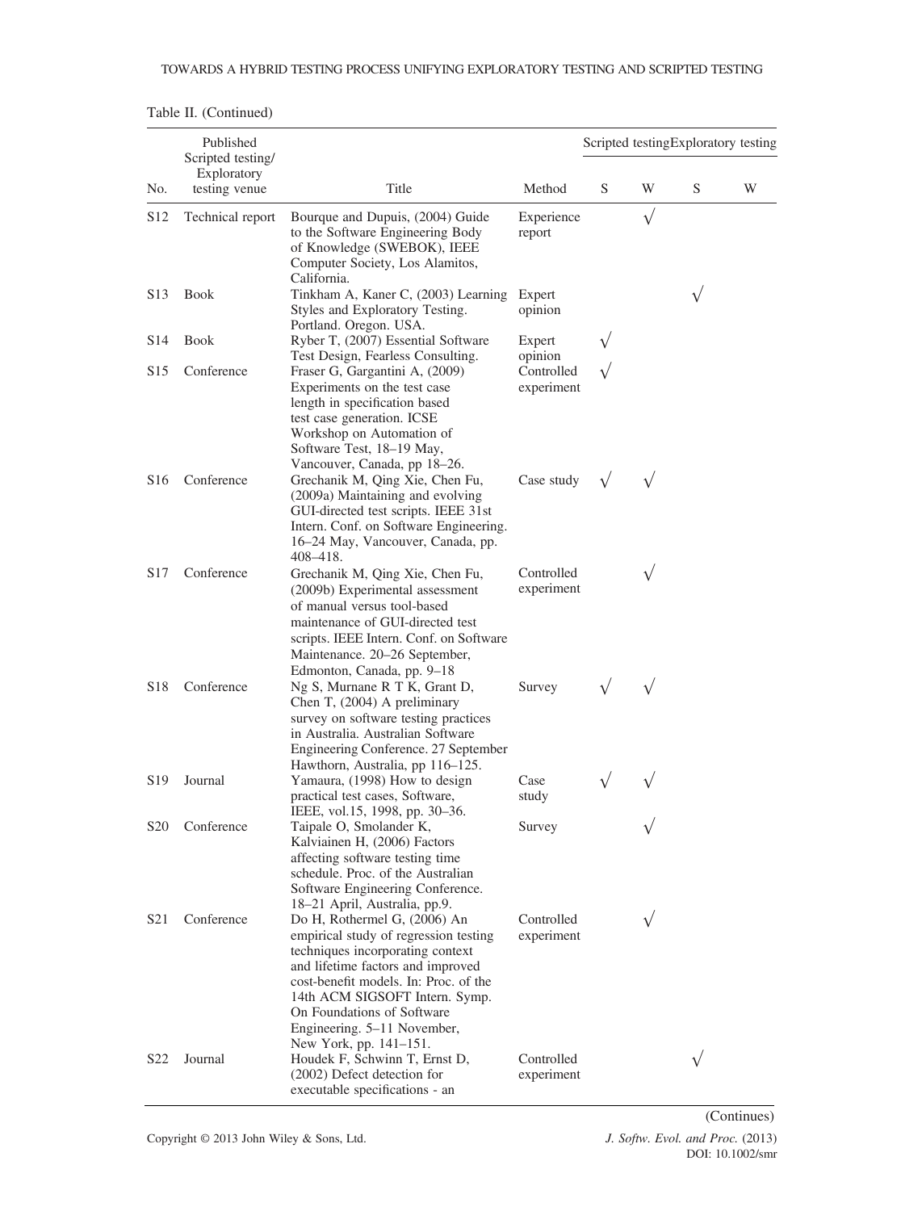Table II. (Continued)

| No. | Published Scripted testing/ Exploratory testing venue | Title | Method | Scripted testing S | Scripted testing W | Exploratory testing S | Exploratory testing W |
|---|---|---|---|---|---|---|---|
| S12 | Technical report | Bourque and Dupuis, (2004) Guide to the Software Engineering Body of Knowledge (SWEBOK), IEEE Computer Society, Los Alamitos, California. | Experience report | | √ | | |
| S13 | Book | Tinkham A, Kaner C, (2003) Learning Styles and Exploratory Testing. Portland. Oregon. USA. | Expert opinion | | | √ | |
| S14 | Book | Ryber T, (2007) Essential Software Test Design, Fearless Consulting. | Expert opinion | √ | | | |
| S15 | Conference | Fraser G, Gargantini A, (2009) Experiments on the test case length in specification based test case generation. ICSE Workshop on Automation of Software Test, 18–19 May, Vancouver, Canada, pp 18–26. | Controlled experiment | √ | | | |
| S16 | Conference | Grechanik M, Qing Xie, Chen Fu, (2009a) Maintaining and evolving GUI-directed test scripts. IEEE 31st Intern. Conf. on Software Engineering. 16–24 May, Vancouver, Canada, pp. 408–418. | Case study | √ | √ | | |
| S17 | Conference | Grechanik M, Qing Xie, Chen Fu, (2009b) Experimental assessment of manual versus tool-based maintenance of GUI-directed test scripts. IEEE Intern. Conf. on Software Maintenance. 20–26 September, Edmonton, Canada, pp. 9–18 | Controlled experiment | | √ | | |
| S18 | Conference | Ng S, Murnane R T K, Grant D, Chen T, (2004) A preliminary survey on software testing practices in Australia. Australian Software Engineering Conference. 27 September Hawthorn, Australia, pp 116–125. | Survey | √ | √ | | |
| S19 | Journal | Yamaura, (1998) How to design practical test cases, Software, IEEE, vol.15, 1998, pp. 30–36. | Case study | √ | √ | | |
| S20 | Conference | Taipale O, Smolander K, Kalviainen H, (2006) Factors affecting software testing time schedule. Proc. of the Australian Software Engineering Conference. 18–21 April, Australia, pp.9. | Survey | | √ | | |
| S21 | Conference | Do H, Rothermel G, (2006) An empirical study of regression testing techniques incorporating context and lifetime factors and improved cost-benefit models. In: Proc. of the 14th ACM SIGSOFT Intern. Symp. On Foundations of Software Engineering. 5–11 November, New York, pp. 141–151. | Controlled experiment | | √ | | |
| S22 | Journal | Houdek F, Schwinn T, Ernst D, (2002) Defect detection for executable specifications - an | Controlled experiment | | | √ | |

(Continues)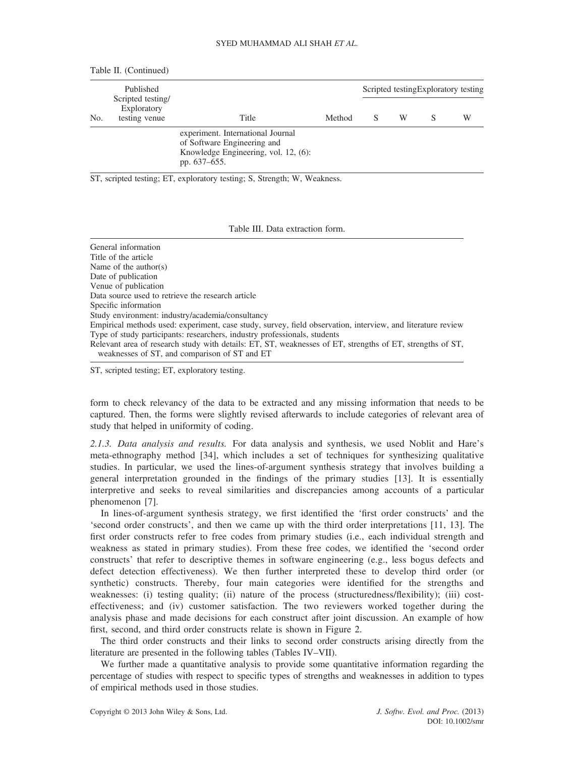Table II. (Continued)

| No. | Published Scripted testing/ Exploratory testing venue | Title | Method | Scripted testing S | Scripted testing W | Exploratory testing S | Exploratory testing W |
|---|---|---|---|---|---|---|---|
| | | experiment. International Journal of Software Engineering and Knowledge Engineering, vol. 12, (6): pp. 637–655. | | | | | |

ST, scripted testing; ET, exploratory testing; S, Strength; W, Weakness.

Table III. Data extraction form.

| |
|---|
| General information |
| Title of the article |
| Name of the author(s) |
| Date of publication |
| Venue of publication |
| Data source used to retrieve the research article |
| Specific information |
| Study environment: industry/academia/consultancy |
| Empirical methods used: experiment, case study, survey, field observation, interview, and literature review |
| Type of study participants: researchers, industry professionals, students |
| Relevant area of research study with details: ET, ST, weaknesses of ET, strengths of ET, strengths of ST, weaknesses of ST, and comparison of ST and ET |

ST, scripted testing; ET, exploratory testing.

form to check relevancy of the data to be extracted and any missing information that needs to be captured. Then, the forms were slightly revised afterwards to include categories of relevant area of study that helped in uniformity of coding.

*2.1.3. Data analysis and results.* For data analysis and synthesis, we used Noblit and Hare's meta-ethnography method [34], which includes a set of techniques for synthesizing qualitative studies. In particular, we used the lines-of-argument synthesis strategy that involves building a general interpretation grounded in the findings of the primary studies [13]. It is essentially interpretive and seeks to reveal similarities and discrepancies among accounts of a particular phenomenon [7].

In lines-of-argument synthesis strategy, we first identified the 'first order constructs' and the 'second order constructs', and then we came up with the third order interpretations [11, 13]. The first order constructs refer to free codes from primary studies (i.e., each individual strength and weakness as stated in primary studies). From these free codes, we identified the 'second order constructs' that refer to descriptive themes in software engineering (e.g., less bogus defects and defect detection effectiveness). We then further interpreted these to develop third order (or synthetic) constructs. Thereby, four main categories were identified for the strengths and weaknesses: (i) testing quality; (ii) nature of the process (structuredness/flexibility); (iii) cost-effectiveness; and (iv) customer satisfaction. The two reviewers worked together during the analysis phase and made decisions for each construct after joint discussion. An example of how first, second, and third order constructs relate is shown in Figure 2.

The third order constructs and their links to second order constructs arising directly from the literature are presented in the following tables (Tables IV–VII).

We further made a quantitative analysis to provide some quantitative information regarding the percentage of studies with respect to specific types of strengths and weaknesses in addition to types of empirical methods used in those studies.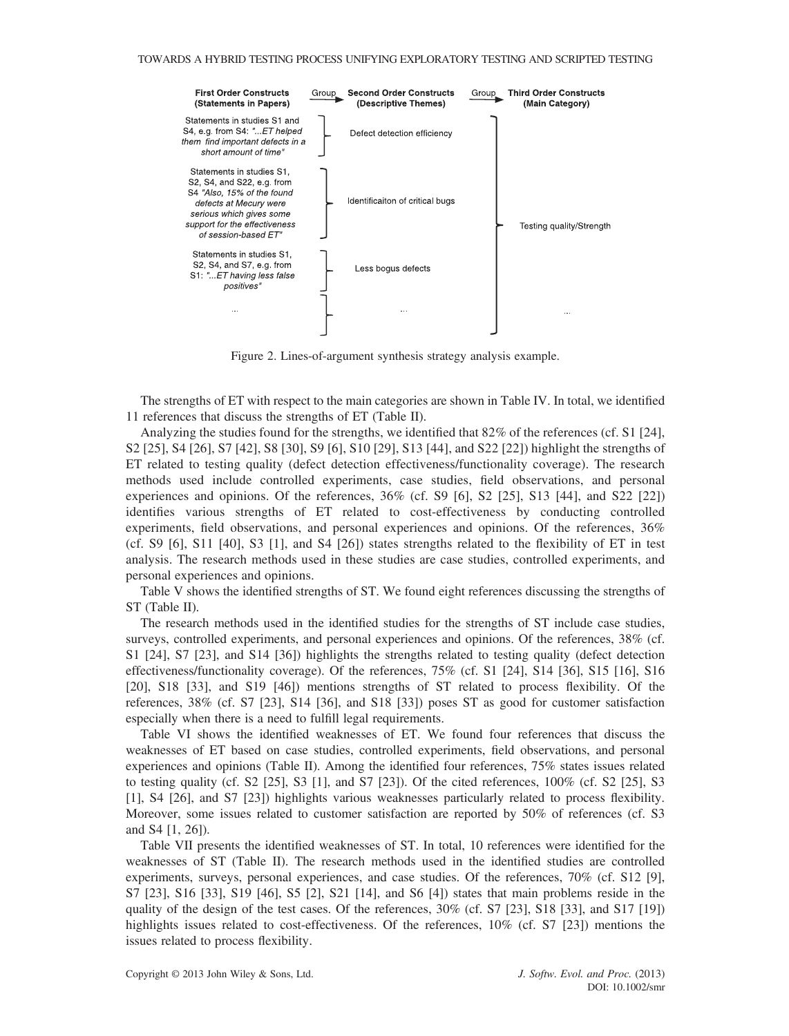| First Order Constructs (Statements in Papers) | Group → | Second Order Constructs (Descriptive Themes) | Group → | Third Order Constructs (Main Category) |
|---|---|---|---|---|
| Statements in studies S1 and S4, e.g. from S4: *"...ET helped them find important defects in a short amount of time"* | | Defect detection efficiency | | Testing quality/Strength |
| Statements in studies S1, S2, S4, and S22, e.g. from S4 *"Also, 15% of the found defects at Mecury were serious which gives some support for the effectiveness of session-based ET"* | | Identificaiton of critical bugs | | |
| Statements in studies S1, S2, S4, and S7, e.g. from S1: *"...ET having less false positives"* | | Less bogus defects | | |
| ... | | ... | | ... |

Figure 2. Lines-of-argument synthesis strategy analysis example.

The strengths of ET with respect to the main categories are shown in Table IV. In total, we identified 11 references that discuss the strengths of ET (Table II).

Analyzing the studies found for the strengths, we identified that 82% of the references (cf. S1 [24], S2 [25], S4 [26], S7 [42], S8 [30], S9 [6], S10 [29], S13 [44], and S22 [22]) highlight the strengths of ET related to testing quality (defect detection effectiveness/functionality coverage). The research methods used include controlled experiments, case studies, field observations, and personal experiences and opinions. Of the references, 36% (cf. S9 [6], S2 [25], S13 [44], and S22 [22]) identifies various strengths of ET related to cost-effectiveness by conducting controlled experiments, field observations, and personal experiences and opinions. Of the references, 36% (cf. S9 [6], S11 [40], S3 [1], and S4 [26]) states strengths related to the flexibility of ET in test analysis. The research methods used in these studies are case studies, controlled experiments, and personal experiences and opinions.

Table V shows the identified strengths of ST. We found eight references discussing the strengths of ST (Table II).

The research methods used in the identified studies for the strengths of ST include case studies, surveys, controlled experiments, and personal experiences and opinions. Of the references, 38% (cf. S1 [24], S7 [23], and S14 [36]) highlights the strengths related to testing quality (defect detection effectiveness/functionality coverage). Of the references, 75% (cf. S1 [24], S14 [36], S15 [16], S16 [20], S18 [33], and S19 [46]) mentions strengths of ST related to process flexibility. Of the references, 38% (cf. S7 [23], S14 [36], and S18 [33]) poses ST as good for customer satisfaction especially when there is a need to fulfill legal requirements.

Table VI shows the identified weaknesses of ET. We found four references that discuss the weaknesses of ET based on case studies, controlled experiments, field observations, and personal experiences and opinions (Table II). Among the identified four references, 75% states issues related to testing quality (cf. S2 [25], S3 [1], and S7 [23]). Of the cited references, 100% (cf. S2 [25], S3 [1], S4 [26], and S7 [23]) highlights various weaknesses particularly related to process flexibility. Moreover, some issues related to customer satisfaction are reported by 50% of references (cf. S3 and S4 [1, 26]).

Table VII presents the identified weaknesses of ST. In total, 10 references were identified for the weaknesses of ST (Table II). The research methods used in the identified studies are controlled experiments, surveys, personal experiences, and case studies. Of the references, 70% (cf. S12 [9], S7 [23], S16 [33], S19 [46], S5 [2], S21 [14], and S6 [4]) states that main problems reside in the quality of the design of the test cases. Of the references, 30% (cf. S7 [23], S18 [33], and S17 [19]) highlights issues related to cost-effectiveness. Of the references, 10% (cf. S7 [23]) mentions the issues related to process flexibility.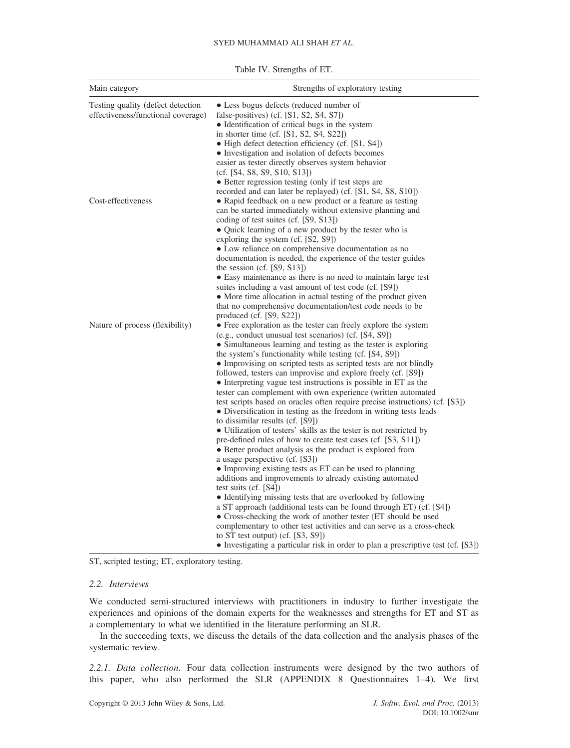Table IV. Strengths of ET.

| Main category | Strengths of exploratory testing |
| --- | --- |
| Testing quality (defect detection effectiveness/functional coverage) | • Less bogus defects (reduced number of false-positives) (cf. [S1, S2, S4, S7]) <br> • Identification of critical bugs in the system in shorter time (cf. [S1, S2, S4, S22]) <br> • High defect detection efficiency (cf. [S1, S4]) <br> • Investigation and isolation of defects becomes easier as tester directly observes system behavior (cf. [S4, S8, S9, S10, S13]) <br> • Better regression testing (only if test steps are recorded and can later be replayed) (cf. [S1, S4, S8, S10]) |
| Cost-effectiveness | • Rapid feedback on a new product or a feature as testing can be started immediately without extensive planning and coding of test suites (cf. [S9, S13]) <br> • Quick learning of a new product by the tester who is exploring the system (cf. [S2, S9]) <br> • Low reliance on comprehensive documentation as no documentation is needed, the experience of the tester guides the session (cf. [S9, S13]) <br> • Easy maintenance as there is no need to maintain large test suites including a vast amount of test code (cf. [S9]) <br> • More time allocation in actual testing of the product given that no comprehensive documentation/test code needs to be produced (cf. [S9, S22]) |
| Nature of process (flexibility) | • Free exploration as the tester can freely explore the system (e.g., conduct unusual test scenarios) (cf. [S4, S9]) <br> • Simultaneous learning and testing as the tester is exploring the system's functionality while testing (cf. [S4, S9]) <br> • Improvising on scripted tests as scripted tests are not blindly followed, testers can improvise and explore freely (cf. [S9]) <br> • Interpreting vague test instructions is possible in ET as the tester can complement with own experience (written automated test scripts based on oracles often require precise instructions) (cf. [S3]) <br> • Diversification in testing as the freedom in writing tests leads to dissimilar results (cf. [S9]) <br> • Utilization of testers' skills as the tester is not restricted by pre-defined rules of how to create test cases (cf. [S3, S11]) <br> • Better product analysis as the product is explored from a usage perspective (cf. [S3]) <br> • Improving existing tests as ET can be used to planning additions and improvements to already existing automated test suits (cf. [S4]) <br> • Identifying missing tests that are overlooked by following a ST approach (additional tests can be found through ET) (cf. [S4]) <br> • Cross-checking the work of another tester (ET should be used complementary to other test activities and can serve as a cross-check to ST test output) (cf. [S3, S9]) <br> • Investigating a particular risk in order to plan a prescriptive test (cf. [S3]) |

ST, scripted testing; ET, exploratory testing.

### 2.2. Interviews

We conducted semi-structured interviews with practitioners in industry to further investigate the experiences and opinions of the domain experts for the weaknesses and strengths for ET and ST as a complementary to what we identified in the literature performing an SLR.

In the succeeding texts, we discuss the details of the data collection and the analysis phases of the systematic review.

#### 2.2.1. Data collection.

Four data collection instruments were designed by the two authors of this paper, who also performed the SLR (APPENDIX 8 Questionnaires 1–4). We first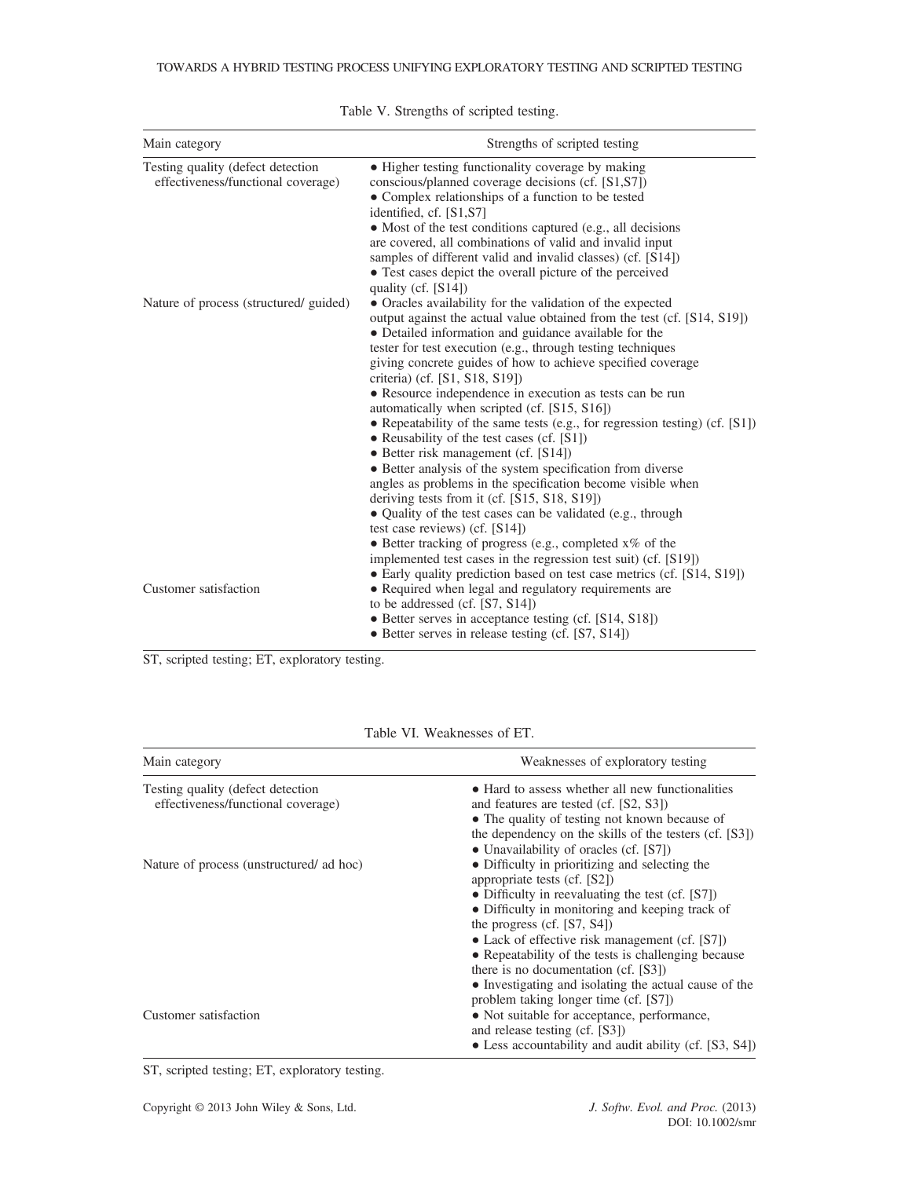Table V. Strengths of scripted testing.

| Main category | Strengths of scripted testing |
|---|---|
| Testing quality (defect detection effectiveness/functional coverage) | • Higher testing functionality coverage by making conscious/planned coverage decisions (cf. [S1,S7]) <br> • Complex relationships of a function to be tested identified, cf. [S1,S7] <br> • Most of the test conditions captured (e.g., all decisions are covered, all combinations of valid and invalid input samples of different valid and invalid classes) (cf. [S14]) <br> • Test cases depict the overall picture of the perceived quality (cf. [S14]) |
| Nature of process (structured/ guided) | • Oracles availability for the validation of the expected output against the actual value obtained from the test (cf. [S14, S19]) <br> • Detailed information and guidance available for the tester for test execution (e.g., through testing techniques giving concrete guides of how to achieve specified coverage criteria) (cf. [S1, S18, S19]) <br> • Resource independence in execution as tests can be run automatically when scripted (cf. [S15, S16]) <br> • Repeatability of the same tests (e.g., for regression testing) (cf. [S1]) <br> • Reusability of the test cases (cf. [S1]) <br> • Better risk management (cf. [S14]) <br> • Better analysis of the system specification from diverse angles as problems in the specification become visible when deriving tests from it (cf. [S15, S18, S19]) <br> • Quality of the test cases can be validated (e.g., through test case reviews) (cf. [S14]) <br> • Better tracking of progress (e.g., completed x% of the implemented test cases in the regression test suit) (cf. [S19]) <br> • Early quality prediction based on test case metrics (cf. [S14, S19]) |
| Customer satisfaction | • Required when legal and regulatory requirements are to be addressed (cf. [S7, S14]) <br> • Better serves in acceptance testing (cf. [S14, S18]) <br> • Better serves in release testing (cf. [S7, S14]) |

ST, scripted testing; ET, exploratory testing.

Table VI. Weaknesses of ET.

| Main category | Weaknesses of exploratory testing |
|---|---|
| Testing quality (defect detection effectiveness/functional coverage) | • Hard to assess whether all new functionalities and features are tested (cf. [S2, S3]) <br> • The quality of testing not known because of the dependency on the skills of the testers (cf. [S3]) <br> • Unavailability of oracles (cf. [S7]) |
| Nature of process (unstructured/ ad hoc) | • Difficulty in prioritizing and selecting the appropriate tests (cf. [S2]) <br> • Difficulty in reevaluating the test (cf. [S7]) <br> • Difficulty in monitoring and keeping track of the progress (cf. [S7, S4]) <br> • Lack of effective risk management (cf. [S7]) <br> • Repeatability of the tests is challenging because there is no documentation (cf. [S3]) <br> • Investigating and isolating the actual cause of the problem taking longer time (cf. [S7]) |
| Customer satisfaction | • Not suitable for acceptance, performance, and release testing (cf. [S3]) <br> • Less accountability and audit ability (cf. [S3, S4]) |

ST, scripted testing; ET, exploratory testing.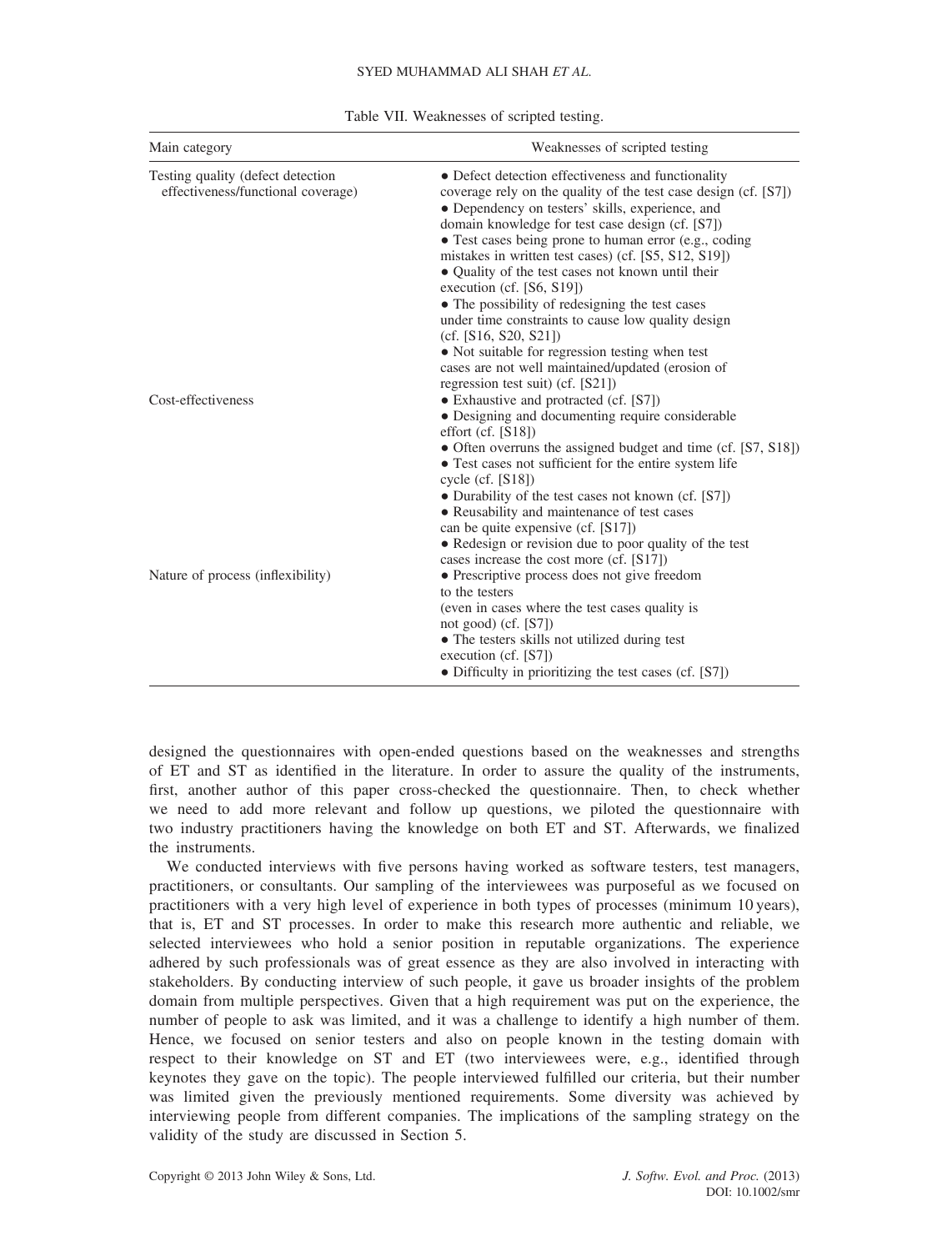Table VII. Weaknesses of scripted testing.

| Main category | Weaknesses of scripted testing |
| --- | --- |
| Testing quality (defect detection effectiveness/functional coverage) | • Defect detection effectiveness and functionality coverage rely on the quality of the test case design (cf. [S7])<br>• Dependency on testers' skills, experience, and domain knowledge for test case design (cf. [S7])<br>• Test cases being prone to human error (e.g., coding mistakes in written test cases) (cf. [S5, S12, S19])<br>• Quality of the test cases not known until their execution (cf. [S6, S19])<br>• The possibility of redesigning the test cases under time constraints to cause low quality design (cf. [S16, S20, S21])<br>• Not suitable for regression testing when test cases are not well maintained/updated (erosion of regression test suit) (cf. [S21]) |
| Cost-effectiveness | • Exhaustive and protracted (cf. [S7])<br>• Designing and documenting require considerable effort (cf. [S18])<br>• Often overruns the assigned budget and time (cf. [S7, S18])<br>• Test cases not sufficient for the entire system life cycle (cf. [S18])<br>• Durability of the test cases not known (cf. [S7])<br>• Reusability and maintenance of test cases can be quite expensive (cf. [S17])<br>• Redesign or revision due to poor quality of the test cases increase the cost more (cf. [S17]) |
| Nature of process (inflexibility) | • Prescriptive process does not give freedom to the testers (even in cases where the test cases quality is not good) (cf. [S7])<br>• The testers skills not utilized during test execution (cf. [S7])<br>• Difficulty in prioritizing the test cases (cf. [S7]) |

designed the questionnaires with open-ended questions based on the weaknesses and strengths of ET and ST as identified in the literature. In order to assure the quality of the instruments, first, another author of this paper cross-checked the questionnaire. Then, to check whether we need to add more relevant and follow up questions, we piloted the questionnaire with two industry practitioners having the knowledge on both ET and ST. Afterwards, we finalized the instruments.

We conducted interviews with five persons having worked as software testers, test managers, practitioners, or consultants. Our sampling of the interviewees was purposeful as we focused on practitioners with a very high level of experience in both types of processes (minimum 10 years), that is, ET and ST processes. In order to make this research more authentic and reliable, we selected interviewees who hold a senior position in reputable organizations. The experience adhered by such professionals was of great essence as they are also involved in interacting with stakeholders. By conducting interview of such people, it gave us broader insights of the problem domain from multiple perspectives. Given that a high requirement was put on the experience, the number of people to ask was limited, and it was a challenge to identify a high number of them. Hence, we focused on senior testers and also on people known in the testing domain with respect to their knowledge on ST and ET (two interviewees were, e.g., identified through keynotes they gave on the topic). The people interviewed fulfilled our criteria, but their number was limited given the previously mentioned requirements. Some diversity was achieved by interviewing people from different companies. The implications of the sampling strategy on the validity of the study are discussed in Section 5.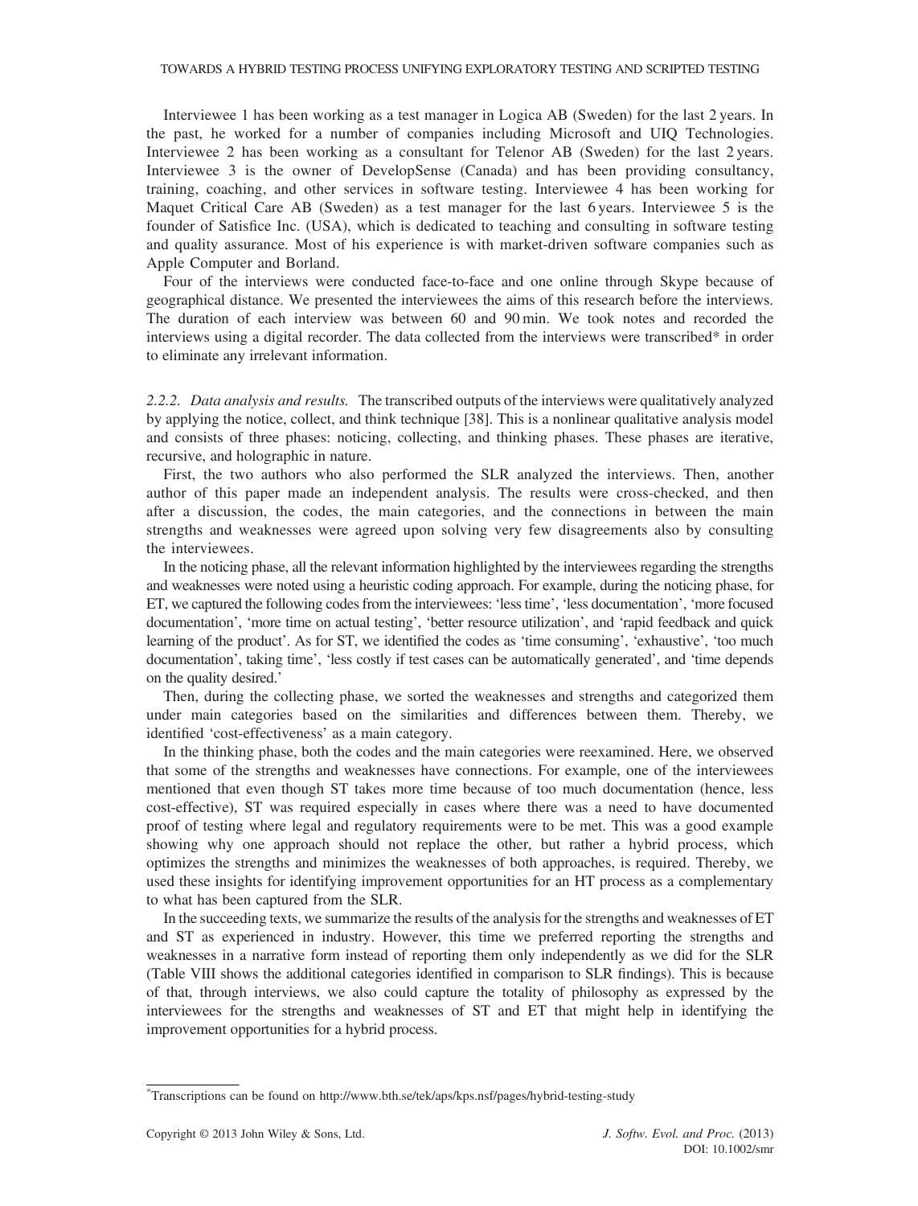Interviewee 1 has been working as a test manager in Logica AB (Sweden) for the last 2 years. In the past, he worked for a number of companies including Microsoft and UIQ Technologies. Interviewee 2 has been working as a consultant for Telenor AB (Sweden) for the last 2 years. Interviewee 3 is the owner of DevelopSense (Canada) and has been providing consultancy, training, coaching, and other services in software testing. Interviewee 4 has been working for Maquet Critical Care AB (Sweden) as a test manager for the last 6 years. Interviewee 5 is the founder of Satisfice Inc. (USA), which is dedicated to teaching and consulting in software testing and quality assurance. Most of his experience is with market-driven software companies such as Apple Computer and Borland.

Four of the interviews were conducted face-to-face and one online through Skype because of geographical distance. We presented the interviewees the aims of this research before the interviews. The duration of each interview was between 60 and 90 min. We took notes and recorded the interviews using a digital recorder. The data collected from the interviews were transcribed* in order to eliminate any irrelevant information.

*2.2.2. Data analysis and results.* The transcribed outputs of the interviews were qualitatively analyzed by applying the notice, collect, and think technique [38]. This is a nonlinear qualitative analysis model and consists of three phases: noticing, collecting, and thinking phases. These phases are iterative, recursive, and holographic in nature.

First, the two authors who also performed the SLR analyzed the interviews. Then, another author of this paper made an independent analysis. The results were cross-checked, and then after a discussion, the codes, the main categories, and the connections in between the main strengths and weaknesses were agreed upon solving very few disagreements also by consulting the interviewees.

In the noticing phase, all the relevant information highlighted by the interviewees regarding the strengths and weaknesses were noted using a heuristic coding approach. For example, during the noticing phase, for ET, we captured the following codes from the interviewees: 'less time', 'less documentation', 'more focused documentation', 'more time on actual testing', 'better resource utilization', and 'rapid feedback and quick learning of the product'. As for ST, we identified the codes as 'time consuming', 'exhaustive', 'too much documentation', taking time', 'less costly if test cases can be automatically generated', and 'time depends on the quality desired.'

Then, during the collecting phase, we sorted the weaknesses and strengths and categorized them under main categories based on the similarities and differences between them. Thereby, we identified 'cost-effectiveness' as a main category.

In the thinking phase, both the codes and the main categories were reexamined. Here, we observed that some of the strengths and weaknesses have connections. For example, one of the interviewees mentioned that even though ST takes more time because of too much documentation (hence, less cost-effective), ST was required especially in cases where there was a need to have documented proof of testing where legal and regulatory requirements were to be met. This was a good example showing why one approach should not replace the other, but rather a hybrid process, which optimizes the strengths and minimizes the weaknesses of both approaches, is required. Thereby, we used these insights for identifying improvement opportunities for an HT process as a complementary to what has been captured from the SLR.

In the succeeding texts, we summarize the results of the analysis for the strengths and weaknesses of ET and ST as experienced in industry. However, this time we preferred reporting the strengths and weaknesses in a narrative form instead of reporting them only independently as we did for the SLR (Table VIII shows the additional categories identified in comparison to SLR findings). This is because of that, through interviews, we also could capture the totality of philosophy as expressed by the interviewees for the strengths and weaknesses of ST and ET that might help in identifying the improvement opportunities for a hybrid process.

*Transcriptions can be found on http://www.bth.se/tek/aps/kps.nsf/pages/hybrid-testing-study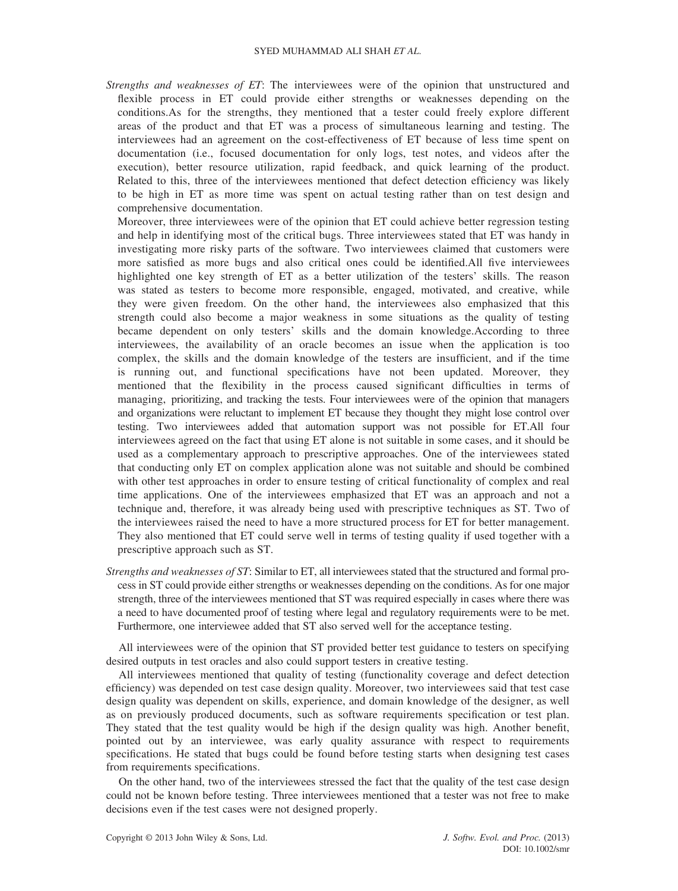*Strengths and weaknesses of ET*: The interviewees were of the opinion that unstructured and flexible process in ET could provide either strengths or weaknesses depending on the conditions.As for the strengths, they mentioned that a tester could freely explore different areas of the product and that ET was a process of simultaneous learning and testing. The interviewees had an agreement on the cost-effectiveness of ET because of less time spent on documentation (i.e., focused documentation for only logs, test notes, and videos after the execution), better resource utilization, rapid feedback, and quick learning of the product. Related to this, three of the interviewees mentioned that defect detection efficiency was likely to be high in ET as more time was spent on actual testing rather than on test design and comprehensive documentation.

Moreover, three interviewees were of the opinion that ET could achieve better regression testing and help in identifying most of the critical bugs. Three interviewees stated that ET was handy in investigating more risky parts of the software. Two interviewees claimed that customers were more satisfied as more bugs and also critical ones could be identified.All five interviewees highlighted one key strength of ET as a better utilization of the testers' skills. The reason was stated as testers to become more responsible, engaged, motivated, and creative, while they were given freedom. On the other hand, the interviewees also emphasized that this strength could also become a major weakness in some situations as the quality of testing became dependent on only testers' skills and the domain knowledge.According to three interviewees, the availability of an oracle becomes an issue when the application is too complex, the skills and the domain knowledge of the testers are insufficient, and if the time is running out, and functional specifications have not been updated. Moreover, they mentioned that the flexibility in the process caused significant difficulties in terms of managing, prioritizing, and tracking the tests. Four interviewees were of the opinion that managers and organizations were reluctant to implement ET because they thought they might lose control over testing. Two interviewees added that automation support was not possible for ET.All four interviewees agreed on the fact that using ET alone is not suitable in some cases, and it should be used as a complementary approach to prescriptive approaches. One of the interviewees stated that conducting only ET on complex application alone was not suitable and should be combined with other test approaches in order to ensure testing of critical functionality of complex and real time applications. One of the interviewees emphasized that ET was an approach and not a technique and, therefore, it was already being used with prescriptive techniques as ST. Two of the interviewees raised the need to have a more structured process for ET for better management. They also mentioned that ET could serve well in terms of testing quality if used together with a prescriptive approach such as ST.

*Strengths and weaknesses of ST*: Similar to ET, all interviewees stated that the structured and formal process in ST could provide either strengths or weaknesses depending on the conditions. As for one major strength, three of the interviewees mentioned that ST was required especially in cases where there was a need to have documented proof of testing where legal and regulatory requirements were to be met. Furthermore, one interviewee added that ST also served well for the acceptance testing.

All interviewees were of the opinion that ST provided better test guidance to testers on specifying desired outputs in test oracles and also could support testers in creative testing.

All interviewees mentioned that quality of testing (functionality coverage and defect detection efficiency) was depended on test case design quality. Moreover, two interviewees said that test case design quality was dependent on skills, experience, and domain knowledge of the designer, as well as on previously produced documents, such as software requirements specification or test plan. They stated that the test quality would be high if the design quality was high. Another benefit, pointed out by an interviewee, was early quality assurance with respect to requirements specifications. He stated that bugs could be found before testing starts when designing test cases from requirements specifications.

On the other hand, two of the interviewees stressed the fact that the quality of the test case design could not be known before testing. Three interviewees mentioned that a tester was not free to make decisions even if the test cases were not designed properly.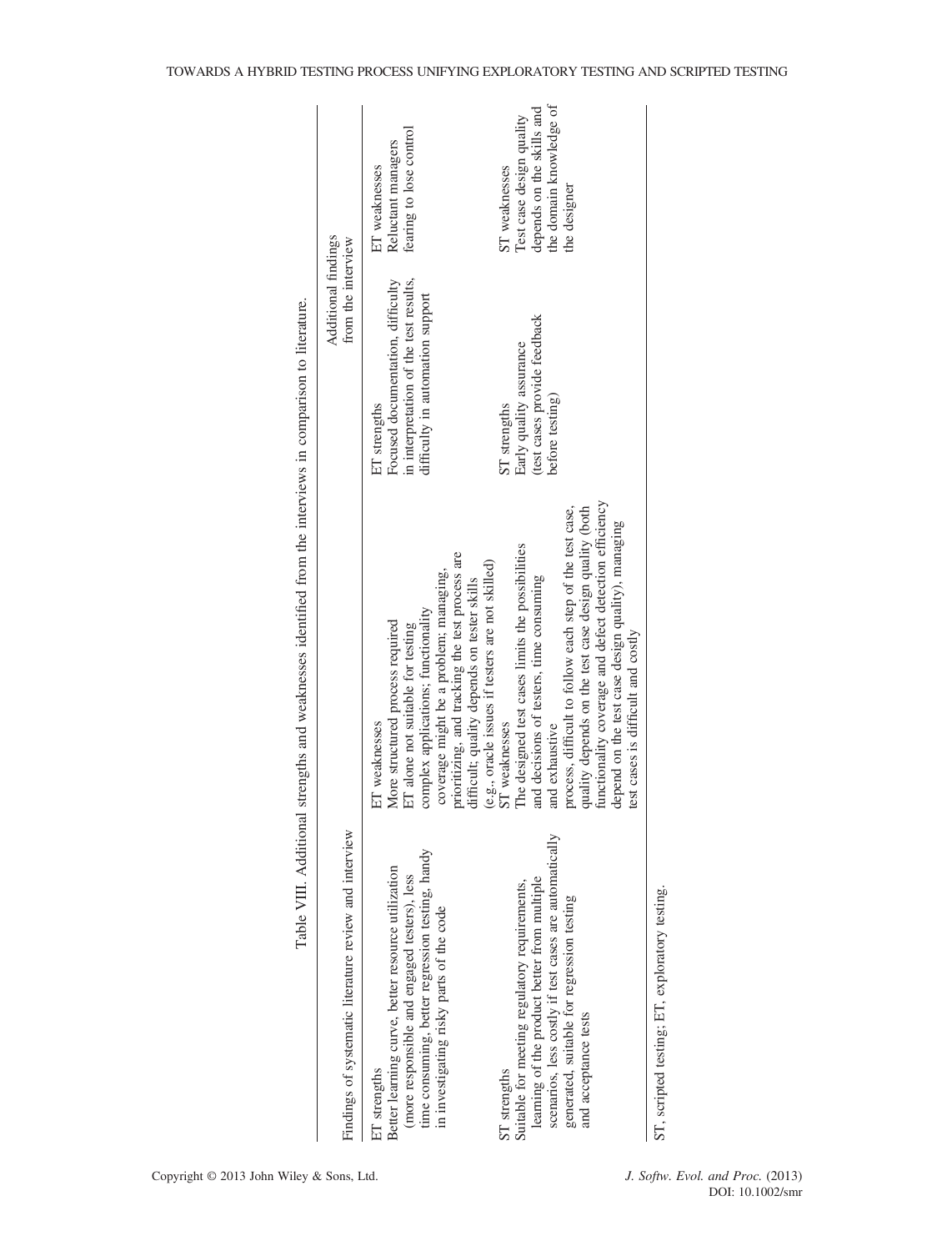Table VIII. Additional strengths and weaknesses identified from the interviews in comparison to literature.

| Findings of systematic literature review and interview | | Additional findings from the interview | |
|---|---|---|---|
| ET strengths<br>Better learning curve, better resource utilization (more responsible and engaged testers), less time consuming, better regression testing, handy in investigating risky parts of the code | ET weaknesses<br>More structured process required<br>ET alone not suitable for testing complex applications; functionality coverage might be a problem; managing, prioritizing, and tracking the test process are difficult; quality depends on tester skills (e.g., oracle issues if testers are not skilled) | ET strengths<br>Focused documentation, difficulty in interpretation of the test results, difficulty in automation support | ET weaknesses<br>Reluctant managers fearing to lose control |
| ST strengths<br>Suitable for meeting regulatory requirements, learning of the product better from multiple scenarios, less costly if test cases are automatically generated, suitable for regression testing and acceptance tests | ST weaknesses<br>The designed test cases limits the possibilities and decisions of testers, time consuming and exhaustive process, difficult to follow each step of the test case, quality depends on the test case design quality (both functionality coverage and defect detection efficiency depend on the test case design quality), managing test cases is difficult and costly | ST strengths<br>Early quality assurance (test cases provide feedback before testing) | ST weaknesses<br>Test case design quality depends on the skills and the domain knowledge of the designer |

ST, scripted testing; ET, exploratory testing.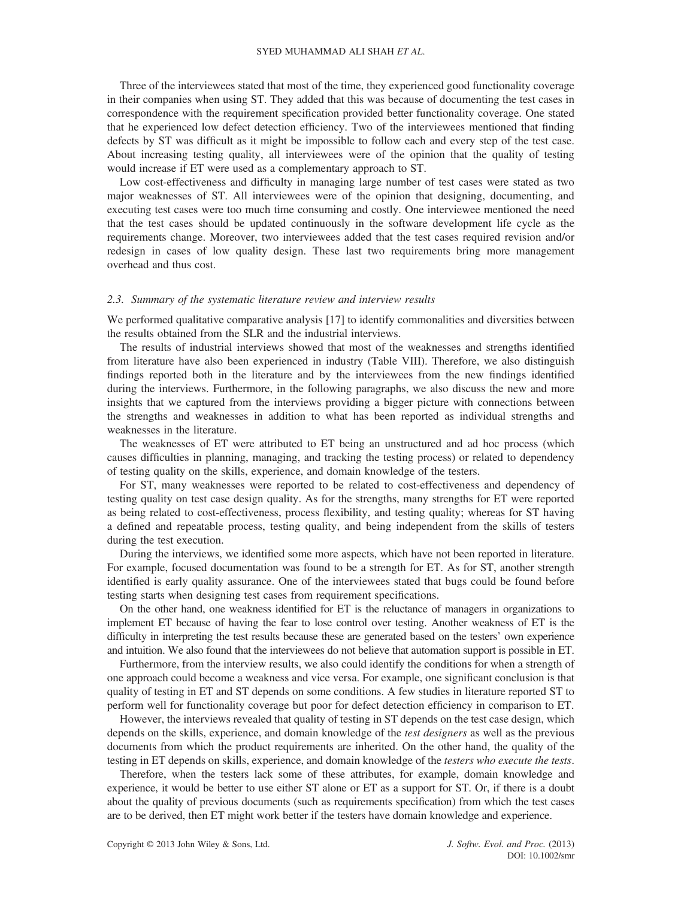Three of the interviewees stated that most of the time, they experienced good functionality coverage in their companies when using ST. They added that this was because of documenting the test cases in correspondence with the requirement specification provided better functionality coverage. One stated that he experienced low defect detection efficiency. Two of the interviewees mentioned that finding defects by ST was difficult as it might be impossible to follow each and every step of the test case. About increasing testing quality, all interviewees were of the opinion that the quality of testing would increase if ET were used as a complementary approach to ST.

Low cost-effectiveness and difficulty in managing large number of test cases were stated as two major weaknesses of ST. All interviewees were of the opinion that designing, documenting, and executing test cases were too much time consuming and costly. One interviewee mentioned the need that the test cases should be updated continuously in the software development life cycle as the requirements change. Moreover, two interviewees added that the test cases required revision and/or redesign in cases of low quality design. These last two requirements bring more management overhead and thus cost.

### 2.3. Summary of the systematic literature review and interview results

We performed qualitative comparative analysis [17] to identify commonalities and diversities between the results obtained from the SLR and the industrial interviews.

The results of industrial interviews showed that most of the weaknesses and strengths identified from literature have also been experienced in industry (Table VIII). Therefore, we also distinguish findings reported both in the literature and by the interviewees from the new findings identified during the interviews. Furthermore, in the following paragraphs, we also discuss the new and more insights that we captured from the interviews providing a bigger picture with connections between the strengths and weaknesses in addition to what has been reported as individual strengths and weaknesses in the literature.

The weaknesses of ET were attributed to ET being an unstructured and ad hoc process (which causes difficulties in planning, managing, and tracking the testing process) or related to dependency of testing quality on the skills, experience, and domain knowledge of the testers.

For ST, many weaknesses were reported to be related to cost-effectiveness and dependency of testing quality on test case design quality. As for the strengths, many strengths for ET were reported as being related to cost-effectiveness, process flexibility, and testing quality; whereas for ST having a defined and repeatable process, testing quality, and being independent from the skills of testers during the test execution.

During the interviews, we identified some more aspects, which have not been reported in literature. For example, focused documentation was found to be a strength for ET. As for ST, another strength identified is early quality assurance. One of the interviewees stated that bugs could be found before testing starts when designing test cases from requirement specifications.

On the other hand, one weakness identified for ET is the reluctance of managers in organizations to implement ET because of having the fear to lose control over testing. Another weakness of ET is the difficulty in interpreting the test results because these are generated based on the testers' own experience and intuition. We also found that the interviewees do not believe that automation support is possible in ET.

Furthermore, from the interview results, we also could identify the conditions for when a strength of one approach could become a weakness and vice versa. For example, one significant conclusion is that quality of testing in ET and ST depends on some conditions. A few studies in literature reported ST to perform well for functionality coverage but poor for defect detection efficiency in comparison to ET.

However, the interviews revealed that quality of testing in ST depends on the test case design, which depends on the skills, experience, and domain knowledge of the *test designers* as well as the previous documents from which the product requirements are inherited. On the other hand, the quality of the testing in ET depends on skills, experience, and domain knowledge of the *testers who execute the tests*.

Therefore, when the testers lack some of these attributes, for example, domain knowledge and experience, it would be better to use either ST alone or ET as a support for ST. Or, if there is a doubt about the quality of previous documents (such as requirements specification) from which the test cases are to be derived, then ET might work better if the testers have domain knowledge and experience.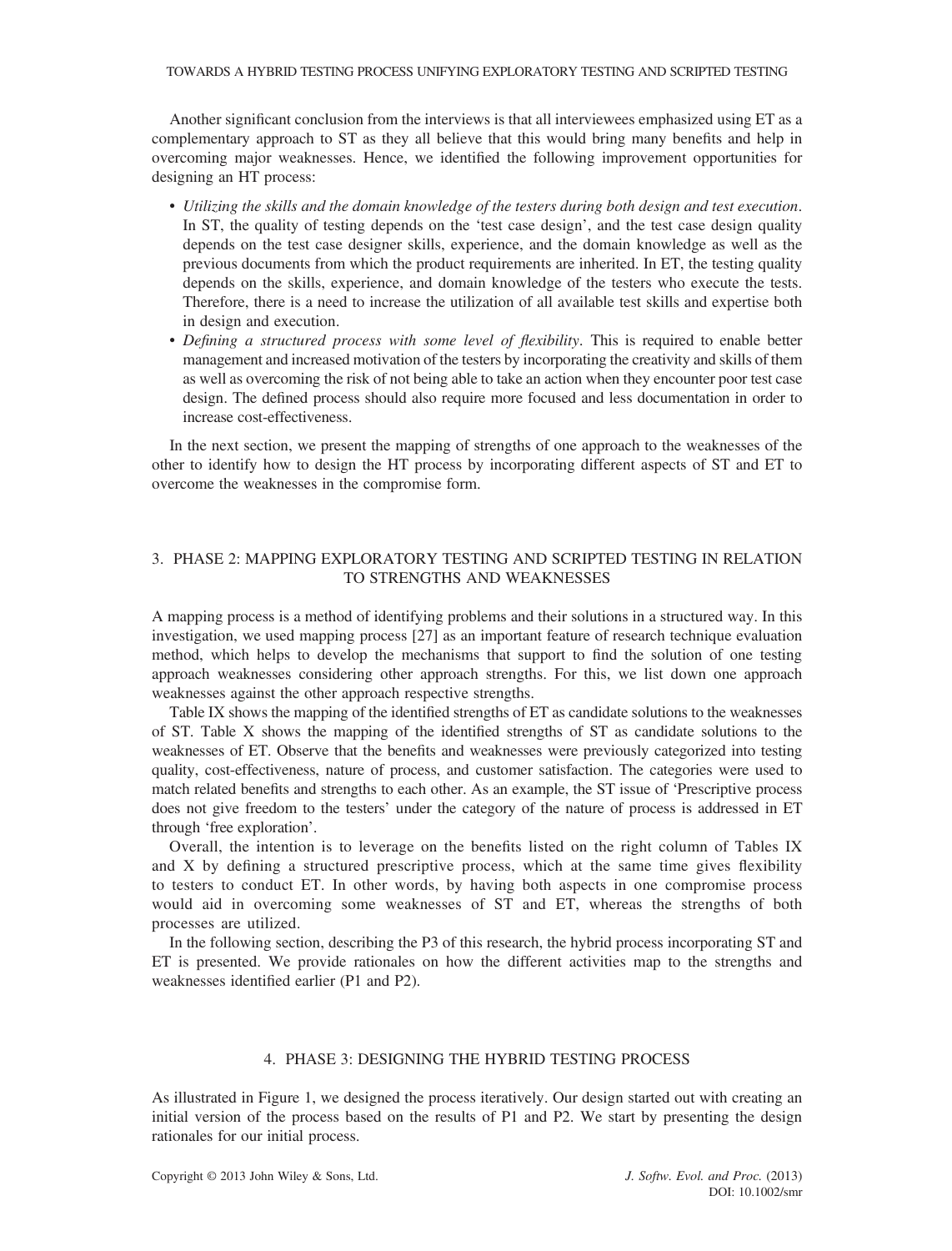Another significant conclusion from the interviews is that all interviewees emphasized using ET as a complementary approach to ST as they all believe that this would bring many benefits and help in overcoming major weaknesses. Hence, we identified the following improvement opportunities for designing an HT process:

- *Utilizing the skills and the domain knowledge of the testers during both design and test execution*. In ST, the quality of testing depends on the 'test case design', and the test case design quality depends on the test case designer skills, experience, and the domain knowledge as well as the previous documents from which the product requirements are inherited. In ET, the testing quality depends on the skills, experience, and domain knowledge of the testers who execute the tests. Therefore, there is a need to increase the utilization of all available test skills and expertise both in design and execution.
- *Defining a structured process with some level of flexibility*. This is required to enable better management and increased motivation of the testers by incorporating the creativity and skills of them as well as overcoming the risk of not being able to take an action when they encounter poor test case design. The defined process should also require more focused and less documentation in order to increase cost-effectiveness.

In the next section, we present the mapping of strengths of one approach to the weaknesses of the other to identify how to design the HT process by incorporating different aspects of ST and ET to overcome the weaknesses in the compromise form.

## 3. PHASE 2: MAPPING EXPLORATORY TESTING AND SCRIPTED TESTING IN RELATION TO STRENGTHS AND WEAKNESSES

A mapping process is a method of identifying problems and their solutions in a structured way. In this investigation, we used mapping process [27] as an important feature of research technique evaluation method, which helps to develop the mechanisms that support to find the solution of one testing approach weaknesses considering other approach strengths. For this, we list down one approach weaknesses against the other approach respective strengths.

Table IX shows the mapping of the identified strengths of ET as candidate solutions to the weaknesses of ST. Table X shows the mapping of the identified strengths of ST as candidate solutions to the weaknesses of ET. Observe that the benefits and weaknesses were previously categorized into testing quality, cost-effectiveness, nature of process, and customer satisfaction. The categories were used to match related benefits and strengths to each other. As an example, the ST issue of 'Prescriptive process does not give freedom to the testers' under the category of the nature of process is addressed in ET through 'free exploration'.

Overall, the intention is to leverage on the benefits listed on the right column of Tables IX and X by defining a structured prescriptive process, which at the same time gives flexibility to testers to conduct ET. In other words, by having both aspects in one compromise process would aid in overcoming some weaknesses of ST and ET, whereas the strengths of both processes are utilized.

In the following section, describing the P3 of this research, the hybrid process incorporating ST and ET is presented. We provide rationales on how the different activities map to the strengths and weaknesses identified earlier (P1 and P2).

## 4. PHASE 3: DESIGNING THE HYBRID TESTING PROCESS

As illustrated in Figure 1, we designed the process iteratively. Our design started out with creating an initial version of the process based on the results of P1 and P2. We start by presenting the design rationales for our initial process.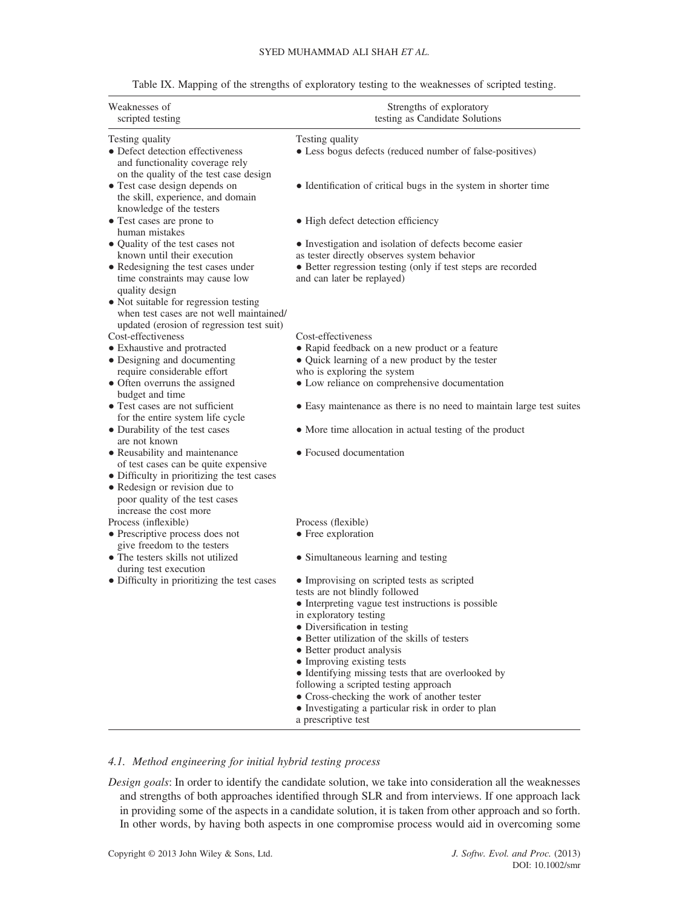Table IX. Mapping of the strengths of exploratory testing to the weaknesses of scripted testing.

| Weaknesses of scripted testing | Strengths of exploratory testing as Candidate Solutions |
|---|---|
| Testing quality | Testing quality |
| • Defect detection effectiveness and functionality coverage rely on the quality of the test case design | • Less bogus defects (reduced number of false-positives) |
| • Test case design depends on the skill, experience, and domain knowledge of the testers | • Identification of critical bugs in the system in shorter time |
| • Test cases are prone to human mistakes | • High defect detection efficiency |
| • Quality of the test cases not known until their execution | • Investigation and isolation of defects become easier as tester directly observes system behavior |
| • Redesigning the test cases under time constraints may cause low quality design | • Better regression testing (only if test steps are recorded and can later be replayed) |
| • Not suitable for regression testing when test cases are not well maintained/ updated (erosion of regression test suit) | |
| Cost-effectiveness | Cost-effectiveness |
| • Exhaustive and protracted | • Rapid feedback on a new product or a feature |
| • Designing and documenting require considerable effort | • Quick learning of a new product by the tester who is exploring the system |
| • Often overruns the assigned budget and time | • Low reliance on comprehensive documentation |
| • Test cases are not sufficient for the entire system life cycle | • Easy maintenance as there is no need to maintain large test suites |
| • Durability of the test cases are not known | • More time allocation in actual testing of the product |
| • Reusability and maintenance of test cases can be quite expensive | • Focused documentation |
| • Difficulty in prioritizing the test cases | |
| • Redesign or revision due to poor quality of the test cases increase the cost more | |
| Process (inflexible) | Process (flexible) |
| • Prescriptive process does not give freedom to the testers | • Free exploration |
| • The testers skills not utilized during test execution | • Simultaneous learning and testing |
| • Difficulty in prioritizing the test cases | • Improvising on scripted tests as scripted tests are not blindly followed |
| | • Interpreting vague test instructions is possible in exploratory testing |
| | • Diversification in testing |
| | • Better utilization of the skills of testers |
| | • Better product analysis |
| | • Improving existing tests |
| | • Identifying missing tests that are overlooked by following a scripted testing approach |
| | • Cross-checking the work of another tester |
| | • Investigating a particular risk in order to plan a prescriptive test |

### *4.1. Method engineering for initial hybrid testing process*

*Design goals*: In order to identify the candidate solution, we take into consideration all the weaknesses and strengths of both approaches identified through SLR and from interviews. If one approach lack in providing some of the aspects in a candidate solution, it is taken from other approach and so forth. In other words, by having both aspects in one compromise process would aid in overcoming some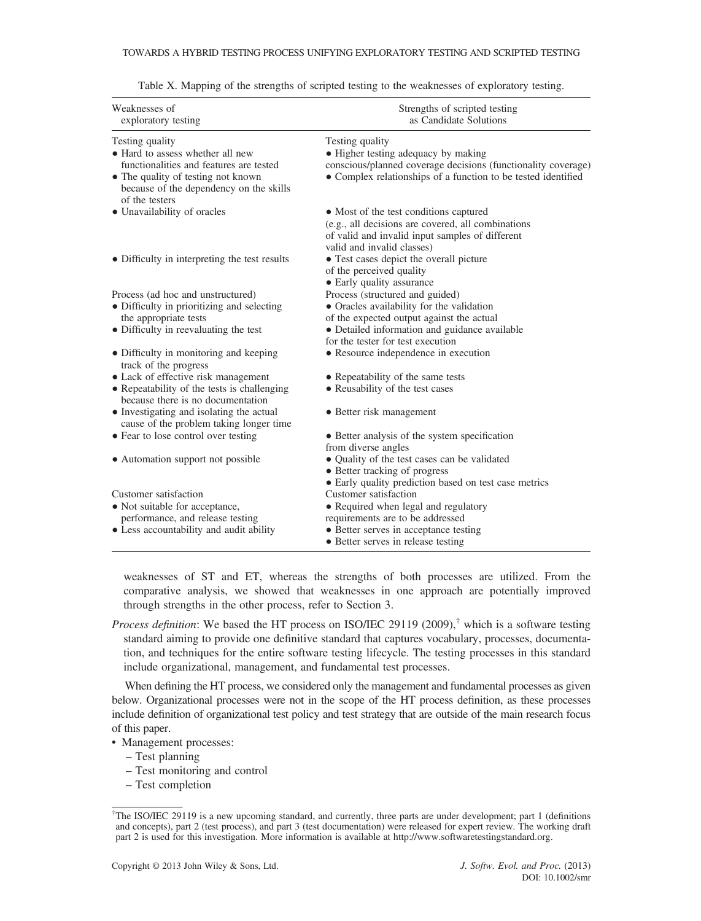Table X. Mapping of the strengths of scripted testing to the weaknesses of exploratory testing.

| Weaknesses of exploratory testing | Strengths of scripted testing as Candidate Solutions |
|---|---|
| Testing quality | Testing quality |
| • Hard to assess whether all new functionalities and features are tested | • Higher testing adequacy by making conscious/planned coverage decisions (functionality coverage) |
| • The quality of testing not known because of the dependency on the skills of the testers | • Complex relationships of a function to be tested identified |
| • Unavailability of oracles | • Most of the test conditions captured (e.g., all decisions are covered, all combinations of valid and invalid input samples of different valid and invalid classes) |
| • Difficulty in interpreting the test results | • Test cases depict the overall picture of the perceived quality |
| | • Early quality assurance |
| Process (ad hoc and unstructured) | Process (structured and guided) |
| • Difficulty in prioritizing and selecting the appropriate tests | • Oracles availability for the validation of the expected output against the actual |
| • Difficulty in reevaluating the test | • Detailed information and guidance available for the tester for test execution |
| • Difficulty in monitoring and keeping track of the progress | • Resource independence in execution |
| • Lack of effective risk management | • Repeatability of the same tests |
| • Repeatability of the tests is challenging because there is no documentation | • Reusability of the test cases |
| • Investigating and isolating the actual cause of the problem taking longer time | • Better risk management |
| • Fear to lose control over testing | • Better analysis of the system specification from diverse angles |
| • Automation support not possible | • Quality of the test cases can be validated |
| | • Better tracking of progress |
| | • Early quality prediction based on test case metrics |
| Customer satisfaction | Customer satisfaction |
| • Not suitable for acceptance, performance, and release testing | • Required when legal and regulatory requirements are to be addressed |
| • Less accountability and audit ability | • Better serves in acceptance testing |
| | • Better serves in release testing |

weaknesses of ST and ET, whereas the strengths of both processes are utilized. From the comparative analysis, we showed that weaknesses in one approach are potentially improved through strengths in the other process, refer to Section 3.

*Process definition*: We based the HT process on ISO/IEC 29119 (2009),[†] which is a software testing standard aiming to provide one definitive standard that captures vocabulary, processes, documentation, and techniques for the entire software testing lifecycle. The testing processes in this standard include organizational, management, and fundamental test processes.

When defining the HT process, we considered only the management and fundamental processes as given below. Organizational processes were not in the scope of the HT process definition, as these processes include definition of organizational test policy and test strategy that are outside of the main research focus of this paper.

- Management processes:
  - Test planning
  - Test monitoring and control
  - Test completion

[†]The ISO/IEC 29119 is a new upcoming standard, and currently, three parts are under development; part 1 (definitions and concepts), part 2 (test process), and part 3 (test documentation) were released for expert review. The working draft part 2 is used for this investigation. More information is available at http://www.softwaretestingstandard.org.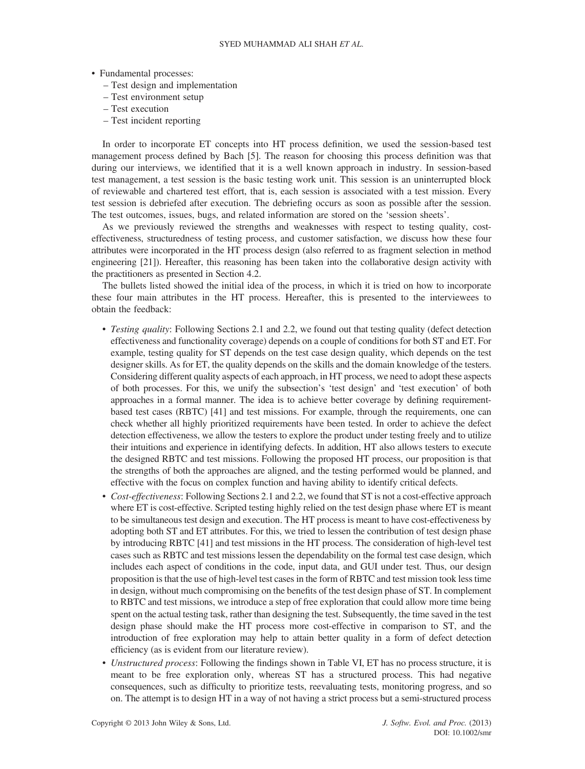- Fundamental processes:
  - Test design and implementation
  - Test environment setup
  - Test execution
  - Test incident reporting

In order to incorporate ET concepts into HT process definition, we used the session-based test management process defined by Bach [5]. The reason for choosing this process definition was that during our interviews, we identified that it is a well known approach in industry. In session-based test management, a test session is the basic testing work unit. This session is an uninterrupted block of reviewable and chartered test effort, that is, each session is associated with a test mission. Every test session is debriefed after execution. The debriefing occurs as soon as possible after the session. The test outcomes, issues, bugs, and related information are stored on the 'session sheets'.

As we previously reviewed the strengths and weaknesses with respect to testing quality, cost-effectiveness, structuredness of testing process, and customer satisfaction, we discuss how these four attributes were incorporated in the HT process design (also referred to as fragment selection in method engineering [21]). Hereafter, this reasoning has been taken into the collaborative design activity with the practitioners as presented in Section 4.2.

The bullets listed showed the initial idea of the process, in which it is tried on how to incorporate these four main attributes in the HT process. Hereafter, this is presented to the interviewees to obtain the feedback:

- *Testing quality*: Following Sections 2.1 and 2.2, we found out that testing quality (defect detection effectiveness and functionality coverage) depends on a couple of conditions for both ST and ET. For example, testing quality for ST depends on the test case design quality, which depends on the test designer skills. As for ET, the quality depends on the skills and the domain knowledge of the testers. Considering different quality aspects of each approach, in HT process, we need to adopt these aspects of both processes. For this, we unify the subsection's 'test design' and 'test execution' of both approaches in a formal manner. The idea is to achieve better coverage by defining requirement-based test cases (RBTC) [41] and test missions. For example, through the requirements, one can check whether all highly prioritized requirements have been tested. In order to achieve the defect detection effectiveness, we allow the testers to explore the product under testing freely and to utilize their intuitions and experience in identifying defects. In addition, HT also allows testers to execute the designed RBTC and test missions. Following the proposed HT process, our proposition is that the strengths of both the approaches are aligned, and the testing performed would be planned, and effective with the focus on complex function and having ability to identify critical defects.
- *Cost-effectiveness*: Following Sections 2.1 and 2.2, we found that ST is not a cost-effective approach where ET is cost-effective. Scripted testing highly relied on the test design phase where ET is meant to be simultaneous test design and execution. The HT process is meant to have cost-effectiveness by adopting both ST and ET attributes. For this, we tried to lessen the contribution of test design phase by introducing RBTC [41] and test missions in the HT process. The consideration of high-level test cases such as RBTC and test missions lessen the dependability on the formal test case design, which includes each aspect of conditions in the code, input data, and GUI under test. Thus, our design proposition is that the use of high-level test cases in the form of RBTC and test mission took less time in design, without much compromising on the benefits of the test design phase of ST. In complement to RBTC and test missions, we introduce a step of free exploration that could allow more time being spent on the actual testing task, rather than designing the test. Subsequently, the time saved in the test design phase should make the HT process more cost-effective in comparison to ST, and the introduction of free exploration may help to attain better quality in a form of defect detection efficiency (as is evident from our literature review).
- *Unstructured process*: Following the findings shown in Table VI, ET has no process structure, it is meant to be free exploration only, whereas ST has a structured process. This had negative consequences, such as difficulty to prioritize tests, reevaluating tests, monitoring progress, and so on. The attempt is to design HT in a way of not having a strict process but a semi-structured process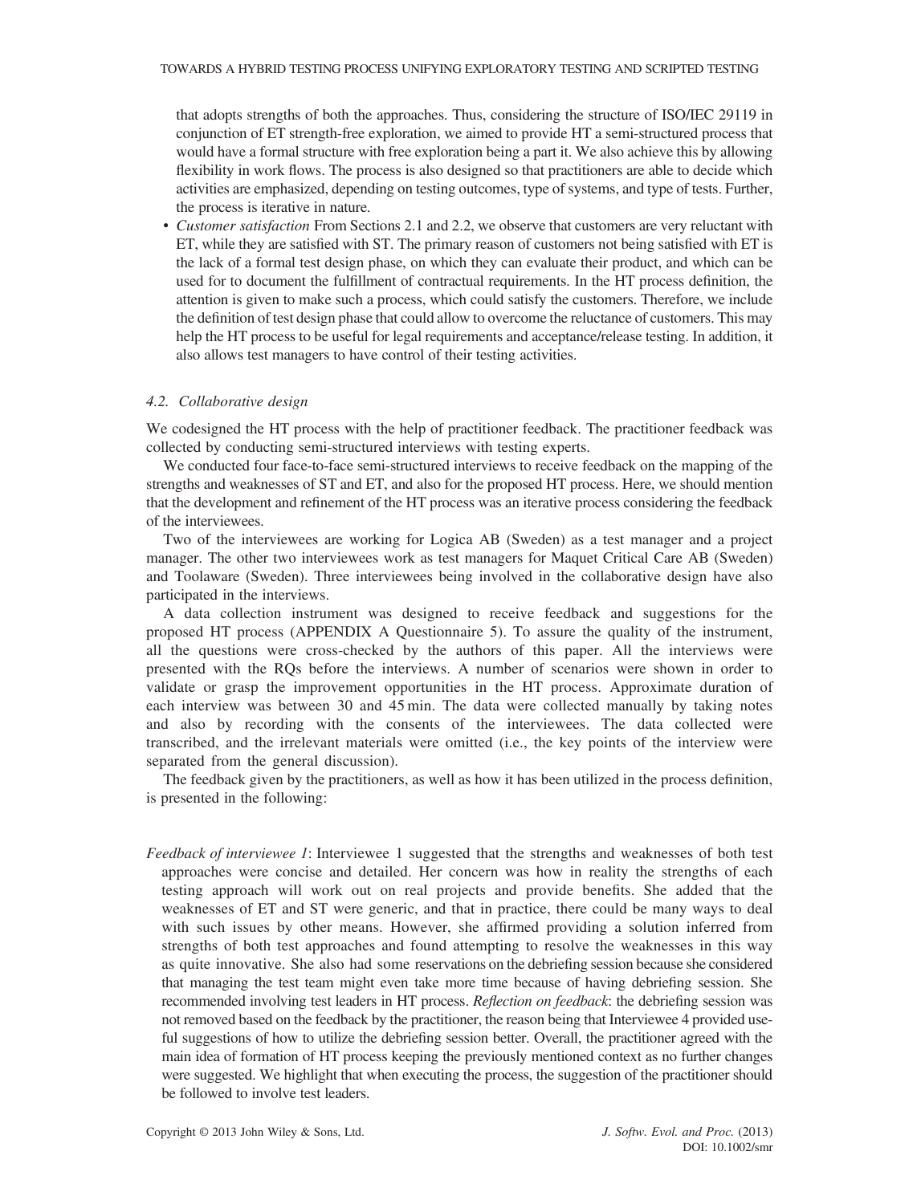that adopts strengths of both the approaches. Thus, considering the structure of ISO/IEC 29119 in conjunction of ET strength-free exploration, we aimed to provide HT a semi-structured process that would have a formal structure with free exploration being a part it. We also achieve this by allowing flexibility in work flows. The process is also designed so that practitioners are able to decide which activities are emphasized, depending on testing outcomes, type of systems, and type of tests. Further, the process is iterative in nature.

- *Customer satisfaction* From Sections 2.1 and 2.2, we observe that customers are very reluctant with ET, while they are satisfied with ST. The primary reason of customers not being satisfied with ET is the lack of a formal test design phase, on which they can evaluate their product, and which can be used for to document the fulfillment of contractual requirements. In the HT process definition, the attention is given to make such a process, which could satisfy the customers. Therefore, we include the definition of test design phase that could allow to overcome the reluctance of customers. This may help the HT process to be useful for legal requirements and acceptance/release testing. In addition, it also allows test managers to have control of their testing activities.

### 4.2. Collaborative design

We codesigned the HT process with the help of practitioner feedback. The practitioner feedback was collected by conducting semi-structured interviews with testing experts.

We conducted four face-to-face semi-structured interviews to receive feedback on the mapping of the strengths and weaknesses of ST and ET, and also for the proposed HT process. Here, we should mention that the development and refinement of the HT process was an iterative process considering the feedback of the interviewees.

Two of the interviewees are working for Logica AB (Sweden) as a test manager and a project manager. The other two interviewees work as test managers for Maquet Critical Care AB (Sweden) and Toolaware (Sweden). Three interviewees being involved in the collaborative design have also participated in the interviews.

A data collection instrument was designed to receive feedback and suggestions for the proposed HT process (APPENDIX A Questionnaire 5). To assure the quality of the instrument, all the questions were cross-checked by the authors of this paper. All the interviews were presented with the RQs before the interviews. A number of scenarios were shown in order to validate or grasp the improvement opportunities in the HT process. Approximate duration of each interview was between 30 and 45 min. The data were collected manually by taking notes and also by recording with the consents of the interviewees. The data collected were transcribed, and the irrelevant materials were omitted (i.e., the key points of the interview were separated from the general discussion).

The feedback given by the practitioners, as well as how it has been utilized in the process definition, is presented in the following:

*Feedback of interviewee 1*: Interviewee 1 suggested that the strengths and weaknesses of both test approaches were concise and detailed. Her concern was how in reality the strengths of each testing approach will work out on real projects and provide benefits. She added that the weaknesses of ET and ST were generic, and that in practice, there could be many ways to deal with such issues by other means. However, she affirmed providing a solution inferred from strengths of both test approaches and found attempting to resolve the weaknesses in this way as quite innovative. She also had some reservations on the debriefing session because she considered that managing the test team might even take more time because of having debriefing session. She recommended involving test leaders in HT process. *Reflection on feedback*: the debriefing session was not removed based on the feedback by the practitioner, the reason being that Interviewee 4 provided useful suggestions of how to utilize the debriefing session better. Overall, the practitioner agreed with the main idea of formation of HT process keeping the previously mentioned context as no further changes were suggested. We highlight that when executing the process, the suggestion of the practitioner should be followed to involve test leaders.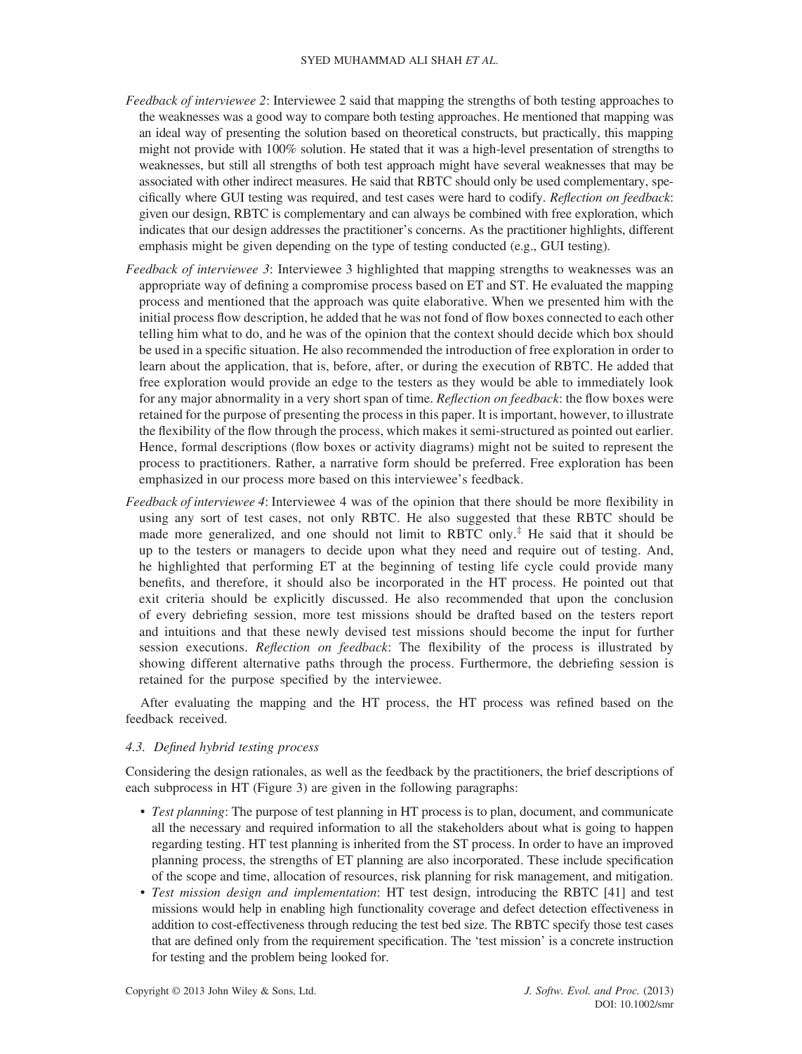*Feedback of interviewee 2*: Interviewee 2 said that mapping the strengths of both testing approaches to the weaknesses was a good way to compare both testing approaches. He mentioned that mapping was an ideal way of presenting the solution based on theoretical constructs, but practically, this mapping might not provide with 100% solution. He stated that it was a high-level presentation of strengths to weaknesses, but still all strengths of both test approach might have several weaknesses that may be associated with other indirect measures. He said that RBTC should only be used complementary, specifically where GUI testing was required, and test cases were hard to codify. *Reflection on feedback*: given our design, RBTC is complementary and can always be combined with free exploration, which indicates that our design addresses the practitioner's concerns. As the practitioner highlights, different emphasis might be given depending on the type of testing conducted (e.g., GUI testing).

*Feedback of interviewee 3*: Interviewee 3 highlighted that mapping strengths to weaknesses was an appropriate way of defining a compromise process based on ET and ST. He evaluated the mapping process and mentioned that the approach was quite elaborative. When we presented him with the initial process flow description, he added that he was not fond of flow boxes connected to each other telling him what to do, and he was of the opinion that the context should decide which box should be used in a specific situation. He also recommended the introduction of free exploration in order to learn about the application, that is, before, after, or during the execution of RBTC. He added that free exploration would provide an edge to the testers as they would be able to immediately look for any major abnormality in a very short span of time. *Reflection on feedback*: the flow boxes were retained for the purpose of presenting the process in this paper. It is important, however, to illustrate the flexibility of the flow through the process, which makes it semi-structured as pointed out earlier. Hence, formal descriptions (flow boxes or activity diagrams) might not be suited to represent the process to practitioners. Rather, a narrative form should be preferred. Free exploration has been emphasized in our process more based on this interviewee's feedback.

*Feedback of interviewee 4*: Interviewee 4 was of the opinion that there should be more flexibility in using any sort of test cases, not only RBTC. He also suggested that these RBTC should be made more generalized, and one should not limit to RBTC only.[‡] He said that it should be up to the testers or managers to decide upon what they need and require out of testing. And, he highlighted that performing ET at the beginning of testing life cycle could provide many benefits, and therefore, it should also be incorporated in the HT process. He pointed out that exit criteria should be explicitly discussed. He also recommended that upon the conclusion of every debriefing session, more test missions should be drafted based on the testers report and intuitions and that these newly devised test missions should become the input for further session executions. *Reflection on feedback*: The flexibility of the process is illustrated by showing different alternative paths through the process. Furthermore, the debriefing session is retained for the purpose specified by the interviewee.

After evaluating the mapping and the HT process, the HT process was refined based on the feedback received.

### 4.3. Defined hybrid testing process

Considering the design rationales, as well as the feedback by the practitioners, the brief descriptions of each subprocess in HT (Figure 3) are given in the following paragraphs:

- *Test planning*: The purpose of test planning in HT process is to plan, document, and communicate all the necessary and required information to all the stakeholders about what is going to happen regarding testing. HT test planning is inherited from the ST process. In order to have an improved planning process, the strengths of ET planning are also incorporated. These include specification of the scope and time, allocation of resources, risk planning for risk management, and mitigation.
- *Test mission design and implementation*: HT test design, introducing the RBTC [41] and test missions would help in enabling high functionality coverage and defect detection effectiveness in addition to cost-effectiveness through reducing the test bed size. The RBTC specify those test cases that are defined only from the requirement specification. The 'test mission' is a concrete instruction for testing and the problem being looked for.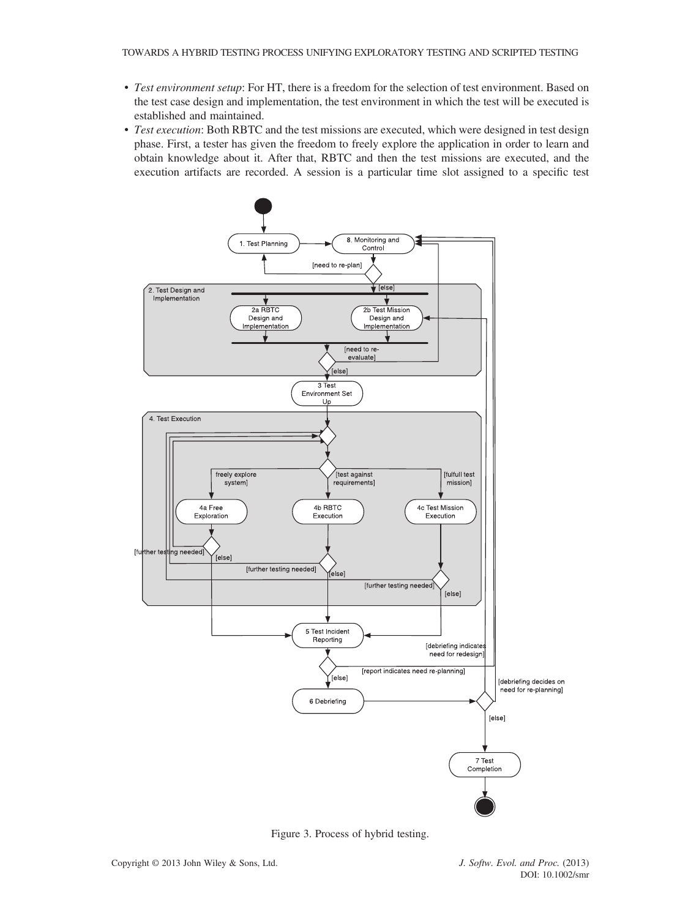- *Test environment setup*: For HT, there is a freedom for the selection of test environment. Based on the test case design and implementation, the test environment in which the test will be executed is established and maintained.
- *Test execution*: Both RBTC and the test missions are executed, which were designed in test design phase. First, a tester has given the freedom to freely explore the application in order to learn and obtain knowledge about it. After that, RBTC and then the test missions are executed, and the execution artifacts are recorded. A session is a particular time slot assigned to a specific test

Figure 3. Process of hybrid testing.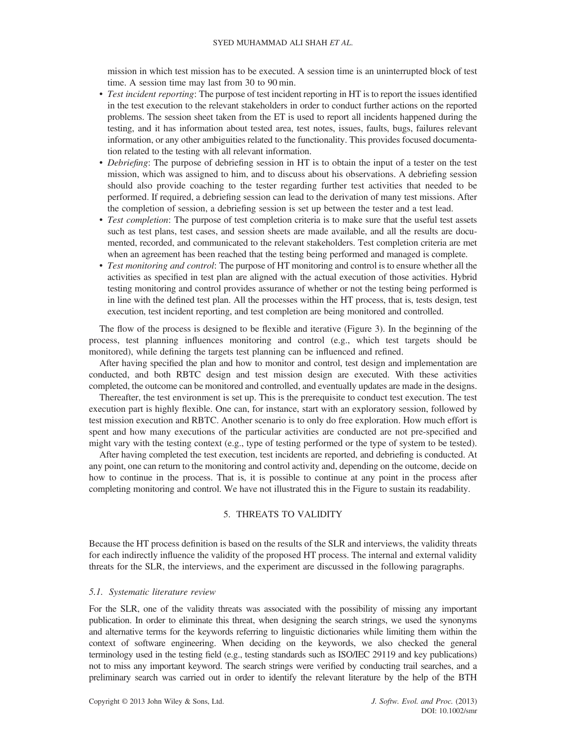mission in which test mission has to be executed. A session time is an uninterrupted block of test time. A session time may last from 30 to 90 min.

- *Test incident reporting*: The purpose of test incident reporting in HT is to report the issues identified in the test execution to the relevant stakeholders in order to conduct further actions on the reported problems. The session sheet taken from the ET is used to report all incidents happened during the testing, and it has information about tested area, test notes, issues, faults, bugs, failures relevant information, or any other ambiguities related to the functionality. This provides focused documentation related to the testing with all relevant information.
- *Debriefing*: The purpose of debriefing session in HT is to obtain the input of a tester on the test mission, which was assigned to him, and to discuss about his observations. A debriefing session should also provide coaching to the tester regarding further test activities that needed to be performed. If required, a debriefing session can lead to the derivation of many test missions. After the completion of session, a debriefing session is set up between the tester and a test lead.
- *Test completion*: The purpose of test completion criteria is to make sure that the useful test assets such as test plans, test cases, and session sheets are made available, and all the results are documented, recorded, and communicated to the relevant stakeholders. Test completion criteria are met when an agreement has been reached that the testing being performed and managed is complete.
- *Test monitoring and control*: The purpose of HT monitoring and control is to ensure whether all the activities as specified in test plan are aligned with the actual execution of those activities. Hybrid testing monitoring and control provides assurance of whether or not the testing being performed is in line with the defined test plan. All the processes within the HT process, that is, tests design, test execution, test incident reporting, and test completion are being monitored and controlled.

The flow of the process is designed to be flexible and iterative (Figure 3). In the beginning of the process, test planning influences monitoring and control (e.g., which test targets should be monitored), while defining the targets test planning can be influenced and refined.

After having specified the plan and how to monitor and control, test design and implementation are conducted, and both RBTC design and test mission design are executed. With these activities completed, the outcome can be monitored and controlled, and eventually updates are made in the designs.

Thereafter, the test environment is set up. This is the prerequisite to conduct test execution. The test execution part is highly flexible. One can, for instance, start with an exploratory session, followed by test mission execution and RBTC. Another scenario is to only do free exploration. How much effort is spent and how many executions of the particular activities are conducted are not pre-specified and might vary with the testing context (e.g., type of testing performed or the type of system to be tested).

After having completed the test execution, test incidents are reported, and debriefing is conducted. At any point, one can return to the monitoring and control activity and, depending on the outcome, decide on how to continue in the process. That is, it is possible to continue at any point in the process after completing monitoring and control. We have not illustrated this in the Figure to sustain its readability.

## 5. THREATS TO VALIDITY

Because the HT process definition is based on the results of the SLR and interviews, the validity threats for each indirectly influence the validity of the proposed HT process. The internal and external validity threats for the SLR, the interviews, and the experiment are discussed in the following paragraphs.

### 5.1. Systematic literature review

For the SLR, one of the validity threats was associated with the possibility of missing any important publication. In order to eliminate this threat, when designing the search strings, we used the synonyms and alternative terms for the keywords referring to linguistic dictionaries while limiting them within the context of software engineering. When deciding on the keywords, we also checked the general terminology used in the testing field (e.g., testing standards such as ISO/IEC 29119 and key publications) not to miss any important keyword. The search strings were verified by conducting trail searches, and a preliminary search was carried out in order to identify the relevant literature by the help of the BTH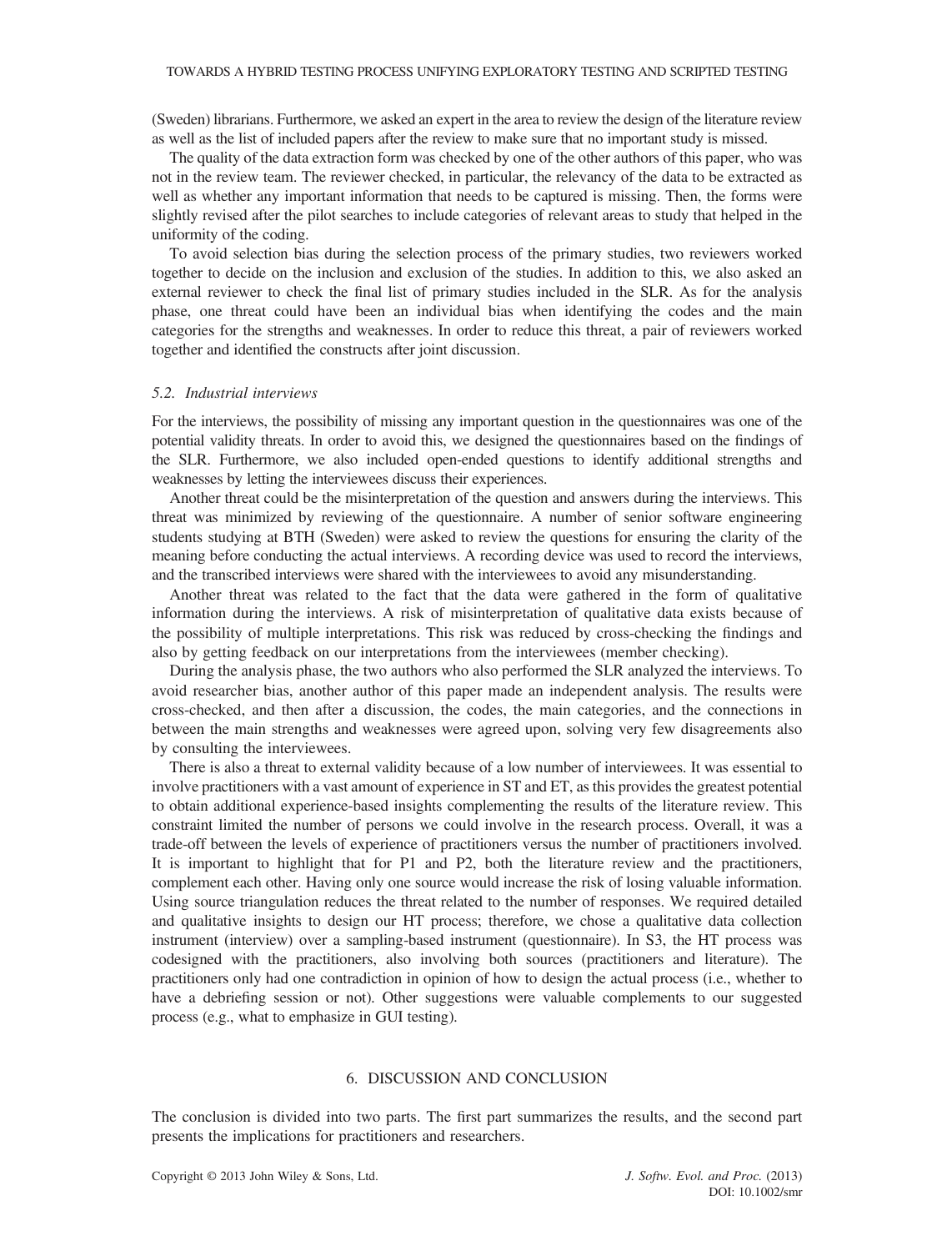(Sweden) librarians. Furthermore, we asked an expert in the area to review the design of the literature review as well as the list of included papers after the review to make sure that no important study is missed.

The quality of the data extraction form was checked by one of the other authors of this paper, who was not in the review team. The reviewer checked, in particular, the relevancy of the data to be extracted as well as whether any important information that needs to be captured is missing. Then, the forms were slightly revised after the pilot searches to include categories of relevant areas to study that helped in the uniformity of the coding.

To avoid selection bias during the selection process of the primary studies, two reviewers worked together to decide on the inclusion and exclusion of the studies. In addition to this, we also asked an external reviewer to check the final list of primary studies included in the SLR. As for the analysis phase, one threat could have been an individual bias when identifying the codes and the main categories for the strengths and weaknesses. In order to reduce this threat, a pair of reviewers worked together and identified the constructs after joint discussion.

### 5.2. Industrial interviews

For the interviews, the possibility of missing any important question in the questionnaires was one of the potential validity threats. In order to avoid this, we designed the questionnaires based on the findings of the SLR. Furthermore, we also included open-ended questions to identify additional strengths and weaknesses by letting the interviewees discuss their experiences.

Another threat could be the misinterpretation of the question and answers during the interviews. This threat was minimized by reviewing of the questionnaire. A number of senior software engineering students studying at BTH (Sweden) were asked to review the questions for ensuring the clarity of the meaning before conducting the actual interviews. A recording device was used to record the interviews, and the transcribed interviews were shared with the interviewees to avoid any misunderstanding.

Another threat was related to the fact that the data were gathered in the form of qualitative information during the interviews. A risk of misinterpretation of qualitative data exists because of the possibility of multiple interpretations. This risk was reduced by cross-checking the findings and also by getting feedback on our interpretations from the interviewees (member checking).

During the analysis phase, the two authors who also performed the SLR analyzed the interviews. To avoid researcher bias, another author of this paper made an independent analysis. The results were cross-checked, and then after a discussion, the codes, the main categories, and the connections in between the main strengths and weaknesses were agreed upon, solving very few disagreements also by consulting the interviewees.

There is also a threat to external validity because of a low number of interviewees. It was essential to involve practitioners with a vast amount of experience in ST and ET, as this provides the greatest potential to obtain additional experience-based insights complementing the results of the literature review. This constraint limited the number of persons we could involve in the research process. Overall, it was a trade-off between the levels of experience of practitioners versus the number of practitioners involved. It is important to highlight that for P1 and P2, both the literature review and the practitioners, complement each other. Having only one source would increase the risk of losing valuable information. Using source triangulation reduces the threat related to the number of responses. We required detailed and qualitative insights to design our HT process; therefore, we chose a qualitative data collection instrument (interview) over a sampling-based instrument (questionnaire). In S3, the HT process was codesigned with the practitioners, also involving both sources (practitioners and literature). The practitioners only had one contradiction in opinion of how to design the actual process (i.e., whether to have a debriefing session or not). Other suggestions were valuable complements to our suggested process (e.g., what to emphasize in GUI testing).

## 6. DISCUSSION AND CONCLUSION

The conclusion is divided into two parts. The first part summarizes the results, and the second part presents the implications for practitioners and researchers.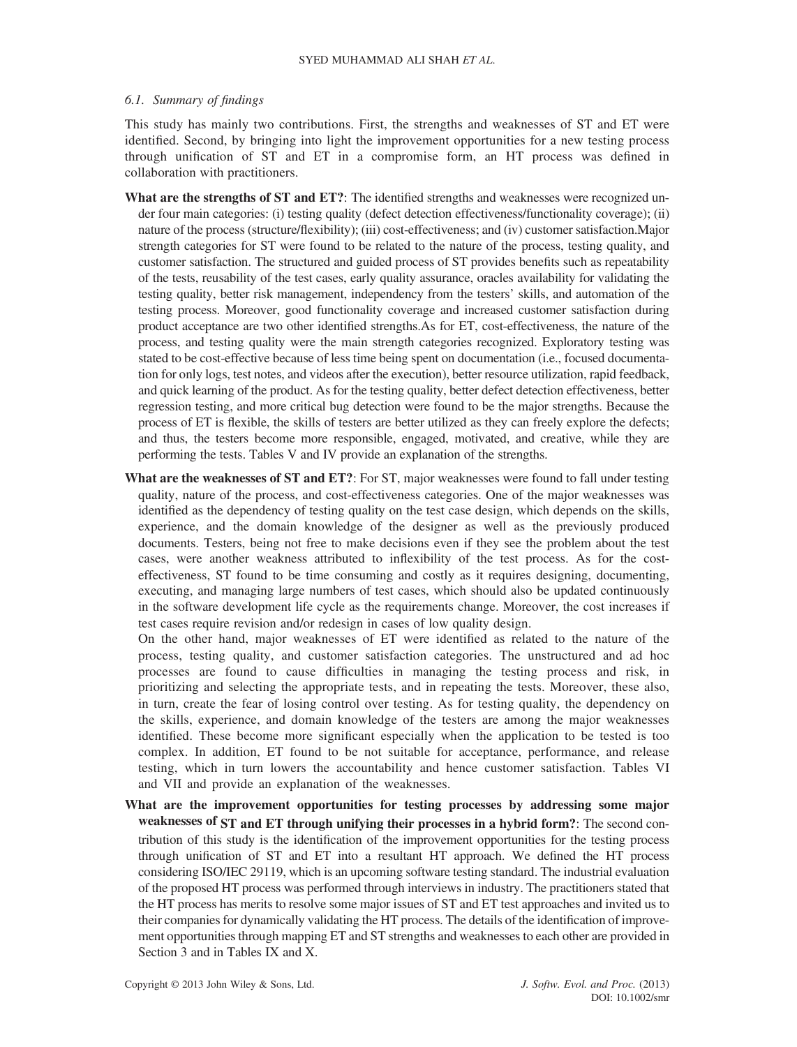### *6.1. Summary of findings*

This study has mainly two contributions. First, the strengths and weaknesses of ST and ET were identified. Second, by bringing into light the improvement opportunities for a new testing process through unification of ST and ET in a compromise form, an HT process was defined in collaboration with practitioners.

**What are the strengths of ST and ET?**: The identified strengths and weaknesses were recognized under four main categories: (i) testing quality (defect detection effectiveness/functionality coverage); (ii) nature of the process (structure/flexibility); (iii) cost-effectiveness; and (iv) customer satisfaction.Major strength categories for ST were found to be related to the nature of the process, testing quality, and customer satisfaction. The structured and guided process of ST provides benefits such as repeatability of the tests, reusability of the test cases, early quality assurance, oracles availability for validating the testing quality, better risk management, independency from the testers' skills, and automation of the testing process. Moreover, good functionality coverage and increased customer satisfaction during product acceptance are two other identified strengths.As for ET, cost-effectiveness, the nature of the process, and testing quality were the main strength categories recognized. Exploratory testing was stated to be cost-effective because of less time being spent on documentation (i.e., focused documentation for only logs, test notes, and videos after the execution), better resource utilization, rapid feedback, and quick learning of the product. As for the testing quality, better defect detection effectiveness, better regression testing, and more critical bug detection were found to be the major strengths. Because the process of ET is flexible, the skills of testers are better utilized as they can freely explore the defects; and thus, the testers become more responsible, engaged, motivated, and creative, while they are performing the tests. Tables V and IV provide an explanation of the strengths.

**What are the weaknesses of ST and ET?**: For ST, major weaknesses were found to fall under testing quality, nature of the process, and cost-effectiveness categories. One of the major weaknesses was identified as the dependency of testing quality on the test case design, which depends on the skills, experience, and the domain knowledge of the designer as well as the previously produced documents. Testers, being not free to make decisions even if they see the problem about the test cases, were another weakness attributed to inflexibility of the test process. As for the cost-effectiveness, ST found to be time consuming and costly as it requires designing, documenting, executing, and managing large numbers of test cases, which should also be updated continuously in the software development life cycle as the requirements change. Moreover, the cost increases if test cases require revision and/or redesign in cases of low quality design.

On the other hand, major weaknesses of ET were identified as related to the nature of the process, testing quality, and customer satisfaction categories. The unstructured and ad hoc processes are found to cause difficulties in managing the testing process and risk, in prioritizing and selecting the appropriate tests, and in repeating the tests. Moreover, these also, in turn, create the fear of losing control over testing. As for testing quality, the dependency on the skills, experience, and domain knowledge of the testers are among the major weaknesses identified. These become more significant especially when the application to be tested is too complex. In addition, ET found to be not suitable for acceptance, performance, and release testing, which in turn lowers the accountability and hence customer satisfaction. Tables VI and VII and provide an explanation of the weaknesses.

**What are the improvement opportunities for testing processes by addressing some major weaknesses of ST and ET through unifying their processes in a hybrid form?**: The second contribution of this study is the identification of the improvement opportunities for the testing process through unification of ST and ET into a resultant HT approach. We defined the HT process considering ISO/IEC 29119, which is an upcoming software testing standard. The industrial evaluation of the proposed HT process was performed through interviews in industry. The practitioners stated that the HT process has merits to resolve some major issues of ST and ET test approaches and invited us to their companies for dynamically validating the HT process. The details of the identification of improvement opportunities through mapping ET and ST strengths and weaknesses to each other are provided in Section 3 and in Tables IX and X.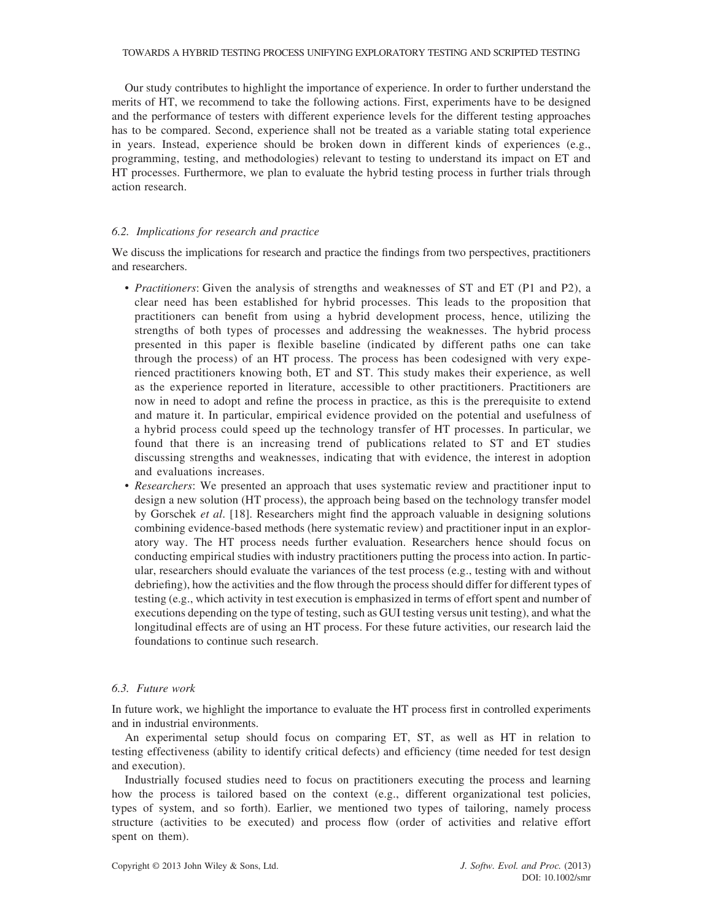Our study contributes to highlight the importance of experience. In order to further understand the merits of HT, we recommend to take the following actions. First, experiments have to be designed and the performance of testers with different experience levels for the different testing approaches has to be compared. Second, experience shall not be treated as a variable stating total experience in years. Instead, experience should be broken down in different kinds of experiences (e.g., programming, testing, and methodologies) relevant to testing to understand its impact on ET and HT processes. Furthermore, we plan to evaluate the hybrid testing process in further trials through action research.

### 6.2. Implications for research and practice

We discuss the implications for research and practice the findings from two perspectives, practitioners and researchers.

- *Practitioners*: Given the analysis of strengths and weaknesses of ST and ET (P1 and P2), a clear need has been established for hybrid processes. This leads to the proposition that practitioners can benefit from using a hybrid development process, hence, utilizing the strengths of both types of processes and addressing the weaknesses. The hybrid process presented in this paper is flexible baseline (indicated by different paths one can take through the process) of an HT process. The process has been codesigned with very experienced practitioners knowing both, ET and ST. This study makes their experience, as well as the experience reported in literature, accessible to other practitioners. Practitioners are now in need to adopt and refine the process in practice, as this is the prerequisite to extend and mature it. In particular, empirical evidence provided on the potential and usefulness of a hybrid process could speed up the technology transfer of HT processes. In particular, we found that there is an increasing trend of publications related to ST and ET studies discussing strengths and weaknesses, indicating that with evidence, the interest in adoption and evaluations increases.
- *Researchers*: We presented an approach that uses systematic review and practitioner input to design a new solution (HT process), the approach being based on the technology transfer model by Gorschek *et al*. [18]. Researchers might find the approach valuable in designing solutions combining evidence-based methods (here systematic review) and practitioner input in an exploratory way. The HT process needs further evaluation. Researchers hence should focus on conducting empirical studies with industry practitioners putting the process into action. In particular, researchers should evaluate the variances of the test process (e.g., testing with and without debriefing), how the activities and the flow through the process should differ for different types of testing (e.g., which activity in test execution is emphasized in terms of effort spent and number of executions depending on the type of testing, such as GUI testing versus unit testing), and what the longitudinal effects are of using an HT process. For these future activities, our research laid the foundations to continue such research.

### 6.3. Future work

In future work, we highlight the importance to evaluate the HT process first in controlled experiments and in industrial environments.

An experimental setup should focus on comparing ET, ST, as well as HT in relation to testing effectiveness (ability to identify critical defects) and efficiency (time needed for test design and execution).

Industrially focused studies need to focus on practitioners executing the process and learning how the process is tailored based on the context (e.g., different organizational test policies, types of system, and so forth). Earlier, we mentioned two types of tailoring, namely process structure (activities to be executed) and process flow (order of activities and relative effort spent on them).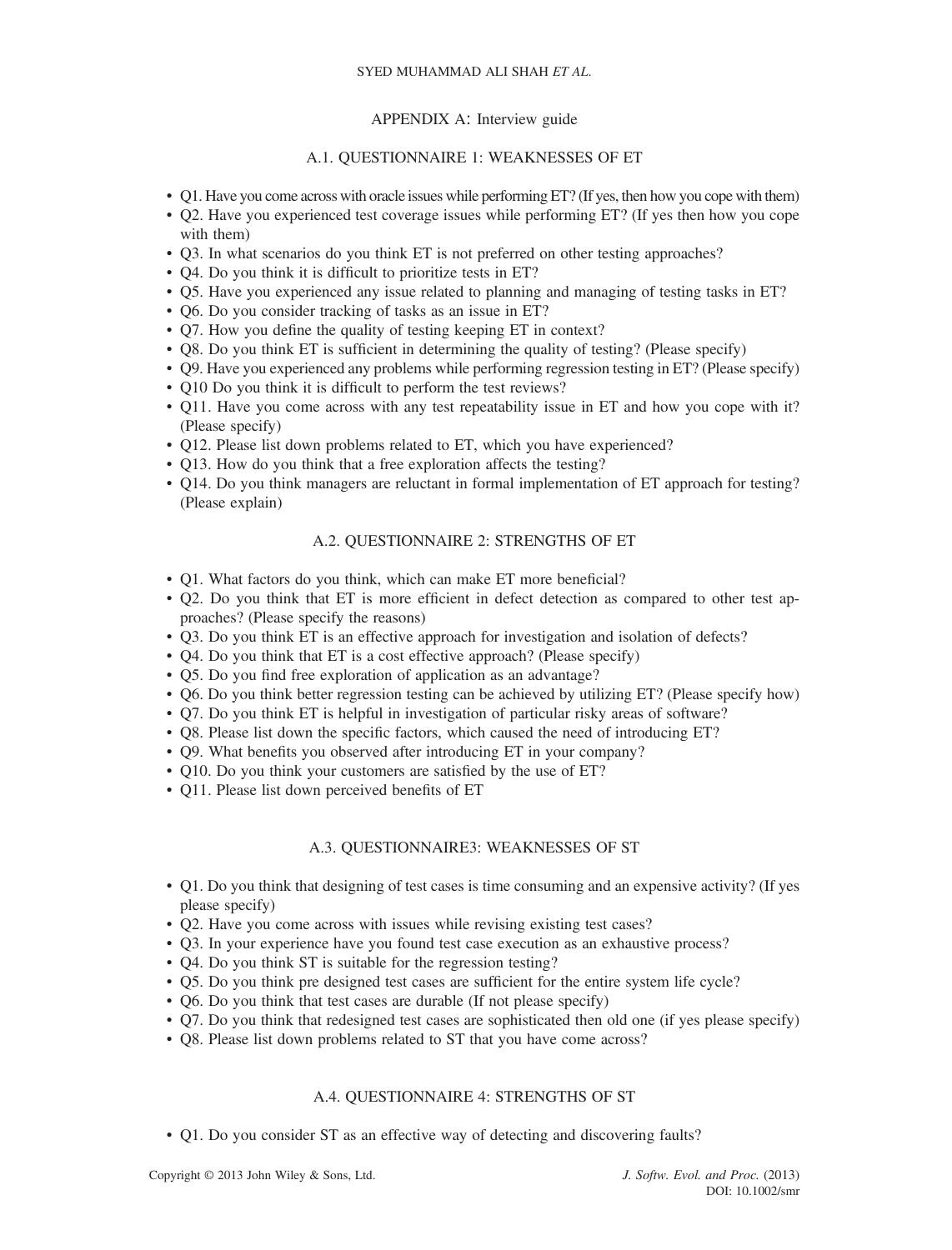## APPENDIX A: Interview guide

### A.1. QUESTIONNAIRE 1: WEAKNESSES OF ET

- Q1. Have you come across with oracle issues while performing ET? (If yes, then how you cope with them)
- Q2. Have you experienced test coverage issues while performing ET? (If yes then how you cope with them)
- Q3. In what scenarios do you think ET is not preferred on other testing approaches?
- Q4. Do you think it is difficult to prioritize tests in ET?
- Q5. Have you experienced any issue related to planning and managing of testing tasks in ET?
- Q6. Do you consider tracking of tasks as an issue in ET?
- Q7. How you define the quality of testing keeping ET in context?
- Q8. Do you think ET is sufficient in determining the quality of testing? (Please specify)
- Q9. Have you experienced any problems while performing regression testing in ET? (Please specify)
- Q10 Do you think it is difficult to perform the test reviews?
- Q11. Have you come across with any test repeatability issue in ET and how you cope with it? (Please specify)
- Q12. Please list down problems related to ET, which you have experienced?
- Q13. How do you think that a free exploration affects the testing?
- Q14. Do you think managers are reluctant in formal implementation of ET approach for testing? (Please explain)

### A.2. QUESTIONNAIRE 2: STRENGTHS OF ET

- Q1. What factors do you think, which can make ET more beneficial?
- Q2. Do you think that ET is more efficient in defect detection as compared to other test approaches? (Please specify the reasons)
- Q3. Do you think ET is an effective approach for investigation and isolation of defects?
- Q4. Do you think that ET is a cost effective approach? (Please specify)
- Q5. Do you find free exploration of application as an advantage?
- Q6. Do you think better regression testing can be achieved by utilizing ET? (Please specify how)
- Q7. Do you think ET is helpful in investigation of particular risky areas of software?
- Q8. Please list down the specific factors, which caused the need of introducing ET?
- Q9. What benefits you observed after introducing ET in your company?
- Q10. Do you think your customers are satisfied by the use of ET?
- Q11. Please list down perceived benefits of ET

### A.3. QUESTIONNAIRE3: WEAKNESSES OF ST

- Q1. Do you think that designing of test cases is time consuming and an expensive activity? (If yes please specify)
- Q2. Have you come across with issues while revising existing test cases?
- Q3. In your experience have you found test case execution as an exhaustive process?
- Q4. Do you think ST is suitable for the regression testing?
- Q5. Do you think pre designed test cases are sufficient for the entire system life cycle?
- Q6. Do you think that test cases are durable (If not please specify)
- Q7. Do you think that redesigned test cases are sophisticated then old one (if yes please specify)
- Q8. Please list down problems related to ST that you have come across?

### A.4. QUESTIONNAIRE 4: STRENGTHS OF ST

- Q1. Do you consider ST as an effective way of detecting and discovering faults?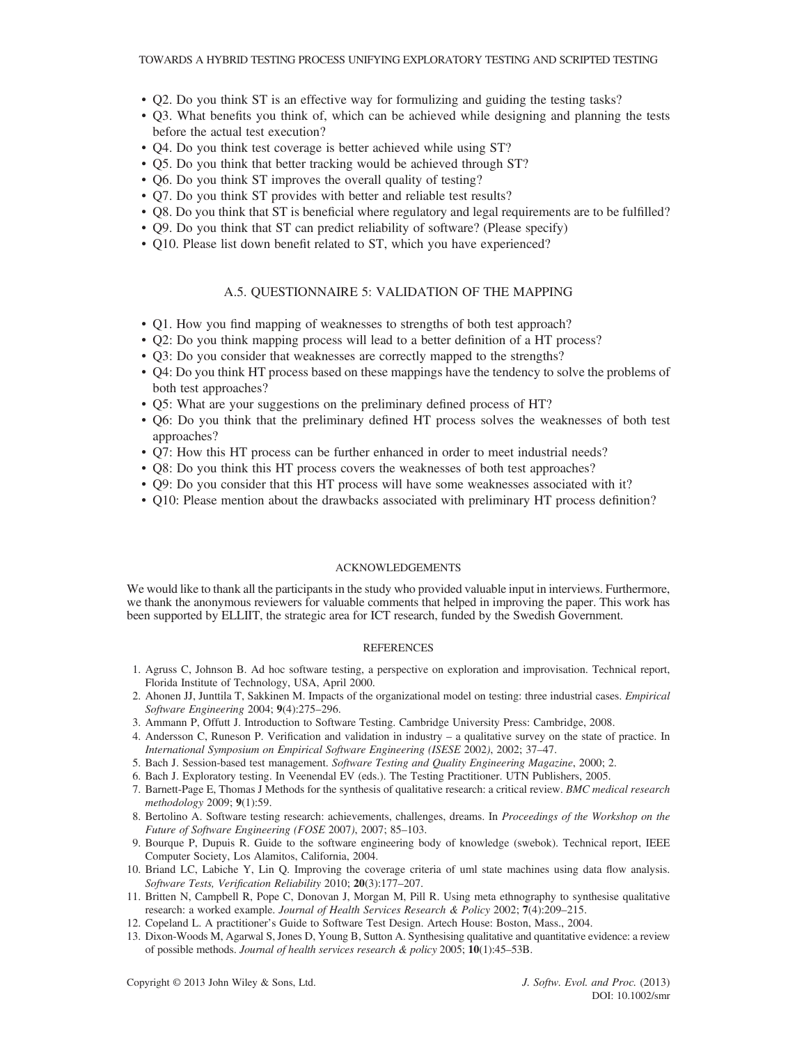- Q2. Do you think ST is an effective way for formulizing and guiding the testing tasks?
- Q3. What benefits you think of, which can be achieved while designing and planning the tests before the actual test execution?
- Q4. Do you think test coverage is better achieved while using ST?
- Q5. Do you think that better tracking would be achieved through ST?
- Q6. Do you think ST improves the overall quality of testing?
- Q7. Do you think ST provides with better and reliable test results?
- Q8. Do you think that ST is beneficial where regulatory and legal requirements are to be fulfilled?
- Q9. Do you think that ST can predict reliability of software? (Please specify)
- Q10. Please list down benefit related to ST, which you have experienced?

### A.5. QUESTIONNAIRE 5: VALIDATION OF THE MAPPING

- Q1. How you find mapping of weaknesses to strengths of both test approach?
- Q2: Do you think mapping process will lead to a better definition of a HT process?
- Q3: Do you consider that weaknesses are correctly mapped to the strengths?
- Q4: Do you think HT process based on these mappings have the tendency to solve the problems of both test approaches?
- Q5: What are your suggestions on the preliminary defined process of HT?
- Q6: Do you think that the preliminary defined HT process solves the weaknesses of both test approaches?
- Q7: How this HT process can be further enhanced in order to meet industrial needs?
- Q8: Do you think this HT process covers the weaknesses of both test approaches?
- Q9: Do you consider that this HT process will have some weaknesses associated with it?
- Q10: Please mention about the drawbacks associated with preliminary HT process definition?

## ACKNOWLEDGEMENTS

We would like to thank all the participants in the study who provided valuable input in interviews. Furthermore, we thank the anonymous reviewers for valuable comments that helped in improving the paper. This work has been supported by ELLIIT, the strategic area for ICT research, funded by the Swedish Government.

## REFERENCES

1. Agruss C, Johnson B. Ad hoc software testing, a perspective on exploration and improvisation. Technical report, Florida Institute of Technology, USA, April 2000.
2. Ahonen JJ, Junttila T, Sakkinen M. Impacts of the organizational model on testing: three industrial cases. *Empirical Software Engineering* 2004; **9**(4):275–296.
3. Ammann P, Offutt J. Introduction to Software Testing. Cambridge University Press: Cambridge, 2008.
4. Andersson C, Runeson P. Verification and validation in industry – a qualitative survey on the state of practice. In *International Symposium on Empirical Software Engineering (ISESE 2002)*, 2002; 37–47.
5. Bach J. Session-based test management. *Software Testing and Quality Engineering Magazine*, 2000; 2.
6. Bach J. Exploratory testing. In Veenendal EV (eds.). The Testing Practitioner. UTN Publishers, 2005.
7. Barnett-Page E, Thomas J Methods for the synthesis of qualitative research: a critical review. *BMC medical research methodology* 2009; **9**(1):59.
8. Bertolino A. Software testing research: achievements, challenges, dreams. In *Proceedings of the Workshop on the Future of Software Engineering (FOSE 2007)*, 2007; 85–103.
9. Bourque P, Dupuis R. Guide to the software engineering body of knowledge (swebok). Technical report, IEEE Computer Society, Los Alamitos, California, 2004.
10. Briand LC, Labiche Y, Lin Q. Improving the coverage criteria of uml state machines using data flow analysis. *Software Tests, Verification Reliability* 2010; **20**(3):177–207.
11. Britten N, Campbell R, Pope C, Donovan J, Morgan M, Pill R. Using meta ethnography to synthesise qualitative research: a worked example. *Journal of Health Services Research & Policy* 2002; **7**(4):209–215.
12. Copeland L. A practitioner's Guide to Software Test Design. Artech House: Boston, Mass., 2004.
13. Dixon-Woods M, Agarwal S, Jones D, Young B, Sutton A. Synthesising qualitative and quantitative evidence: a review of possible methods. *Journal of health services research & policy* 2005; **10**(1):45–53B.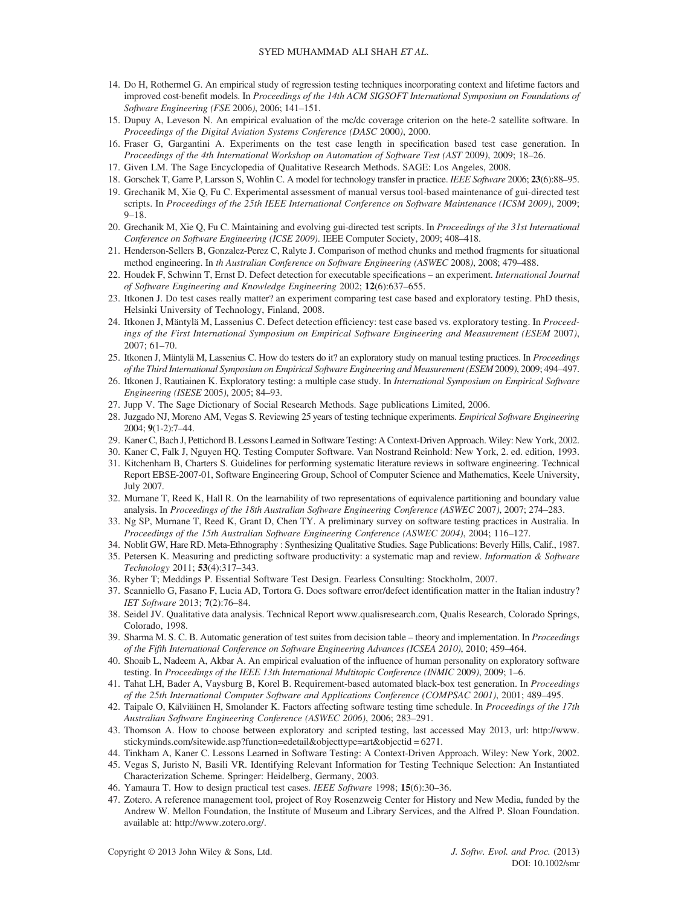14. Do H, Rothermel G. An empirical study of regression testing techniques incorporating context and lifetime factors and improved cost-benefit models. In *Proceedings of the 14th ACM SIGSOFT International Symposium on Foundations of Software Engineering (FSE 2006)*, 2006; 141–151.
15. Dupuy A, Leveson N. An empirical evaluation of the mc/dc coverage criterion on the hete-2 satellite software. In *Proceedings of the Digital Aviation Systems Conference (DASC 2000)*, 2000.
16. Fraser G, Gargantini A. Experiments on the test case length in specification based test case generation. In *Proceedings of the 4th International Workshop on Automation of Software Test (AST 2009)*, 2009; 18–26.
17. Given LM. The Sage Encyclopedia of Qualitative Research Methods. SAGE: Los Angeles, 2008.
18. Gorschek T, Garre P, Larsson S, Wohlin C. A model for technology transfer in practice. *IEEE Software* 2006; **23**(6):88–95.
19. Grechanik M, Xie Q, Fu C. Experimental assessment of manual versus tool-based maintenance of gui-directed test scripts. In *Proceedings of the 25th IEEE International Conference on Software Maintenance (ICSM 2009)*, 2009; 9–18.
20. Grechanik M, Xie Q, Fu C. Maintaining and evolving gui-directed test scripts. In *Proceedings of the 31st International Conference on Software Engineering (ICSE 2009)*. IEEE Computer Society, 2009; 408–418.
21. Henderson-Sellers B, Gonzalez-Perez C, Ralyte J. Comparison of method chunks and method fragments for situational method engineering. In *th Australian Conference on Software Engineering (ASWEC 2008)*, 2008; 479–488.
22. Houdek F, Schwinn T, Ernst D. Defect detection for executable specifications – an experiment. *International Journal of Software Engineering and Knowledge Engineering* 2002; **12**(6):637–655.
23. Itkonen J. Do test cases really matter? an experiment comparing test case based and exploratory testing. PhD thesis, Helsinki University of Technology, Finland, 2008.
24. Itkonen J, Mäntylä M, Lassenius C. Defect detection efficiency: test case based vs. exploratory testing. In *Proceedings of the First International Symposium on Empirical Software Engineering and Measurement (ESEM 2007)*, 2007; 61–70.
25. Itkonen J, Mäntylä M, Lassenius C. How do testers do it? an exploratory study on manual testing practices. In *Proceedings of the Third International Symposium on Empirical Software Engineering and Measurement (ESEM 2009)*, 2009; 494–497.
26. Itkonen J, Rautiainen K. Exploratory testing: a multiple case study. In *International Symposium on Empirical Software Engineering (ISESE 2005)*, 2005; 84–93.
27. Jupp V. The Sage Dictionary of Social Research Methods. Sage publications Limited, 2006.
28. Juzgado NJ, Moreno AM, Vegas S. Reviewing 25 years of testing technique experiments. *Empirical Software Engineering* 2004; **9**(1-2):7–44.
29. Kaner C, Bach J, Pettichord B. Lessons Learned in Software Testing: A Context-Driven Approach. Wiley: New York, 2002.
30. Kaner C, Falk J, Nguyen HQ. Testing Computer Software. Van Nostrand Reinhold: New York, 2. ed. edition, 1993.
31. Kitchenham B, Charters S. Guidelines for performing systematic literature reviews in software engineering. Technical Report EBSE-2007-01, Software Engineering Group, School of Computer Science and Mathematics, Keele University, July 2007.
32. Murnane T, Reed K, Hall R. On the learnability of two representations of equivalence partitioning and boundary value analysis. In *Proceedings of the 18th Australian Software Engineering Conference (ASWEC 2007)*, 2007; 274–283.
33. Ng SP, Murnane T, Reed K, Grant D, Chen TY. A preliminary survey on software testing practices in Australia. In *Proceedings of the 15th Australian Software Engineering Conference (ASWEC 2004)*, 2004; 116–127.
34. Noblit GW, Hare RD. Meta-Ethnography : Synthesizing Qualitative Studies. Sage Publications: Beverly Hills, Calif., 1987.
35. Petersen K. Measuring and predicting software productivity: a systematic map and review. *Information & Software Technology* 2011; **53**(4):317–343.
36. Ryber T; Meddings P. Essential Software Test Design. Fearless Consulting: Stockholm, 2007.
37. Scanniello G, Fasano F, Lucia AD, Tortora G. Does software error/defect identification matter in the Italian industry? *IET Software* 2013; **7**(2):76–84.
38. Seidel JV. Qualitative data analysis. Technical Report www.qualisresearch.com, Qualis Research, Colorado Springs, Colorado, 1998.
39. Sharma M. S. C. B. Automatic generation of test suites from decision table – theory and implementation. In *Proceedings of the Fifth International Conference on Software Engineering Advances (ICSEA 2010)*, 2010; 459–464.
40. Shoaib L, Nadeem A, Akbar A. An empirical evaluation of the influence of human personality on exploratory software testing. In *Proceedings of the IEEE 13th International Multitopic Conference (INMIC 2009)*, 2009; 1–6.
41. Tahat LH, Bader A, Vaysburg B, Korel B. Requirement-based automated black-box test generation. In *Proceedings of the 25th International Computer Software and Applications Conference (COMPSAC 2001)*, 2001; 489–495.
42. Taipale O, Kälviäinen H, Smolander K. Factors affecting software testing time schedule. In *Proceedings of the 17th Australian Software Engineering Conference (ASWEC 2006)*, 2006; 283–291.
43. Thomson A. How to choose between exploratory and scripted testing, last accessed May 2013, url: http://www.stickyminds.com/sitewide.asp?function=edetail&objecttype=art&objectid = 6271.
44. Tinkham A, Kaner C. Lessons Learned in Software Testing: A Context-Driven Approach. Wiley: New York, 2002.
45. Vegas S, Juristo N, Basili VR. Identifying Relevant Information for Testing Technique Selection: An Instantiated Characterization Scheme. Springer: Heidelberg, Germany, 2003.
46. Yamaura T. How to design practical test cases. *IEEE Software* 1998; **15**(6):30–36.
47. Zotero. A reference management tool, project of Roy Rosenzweig Center for History and New Media, funded by the Andrew W. Mellon Foundation, the Institute of Museum and Library Services, and the Alfred P. Sloan Foundation. available at: http://www.zotero.org/.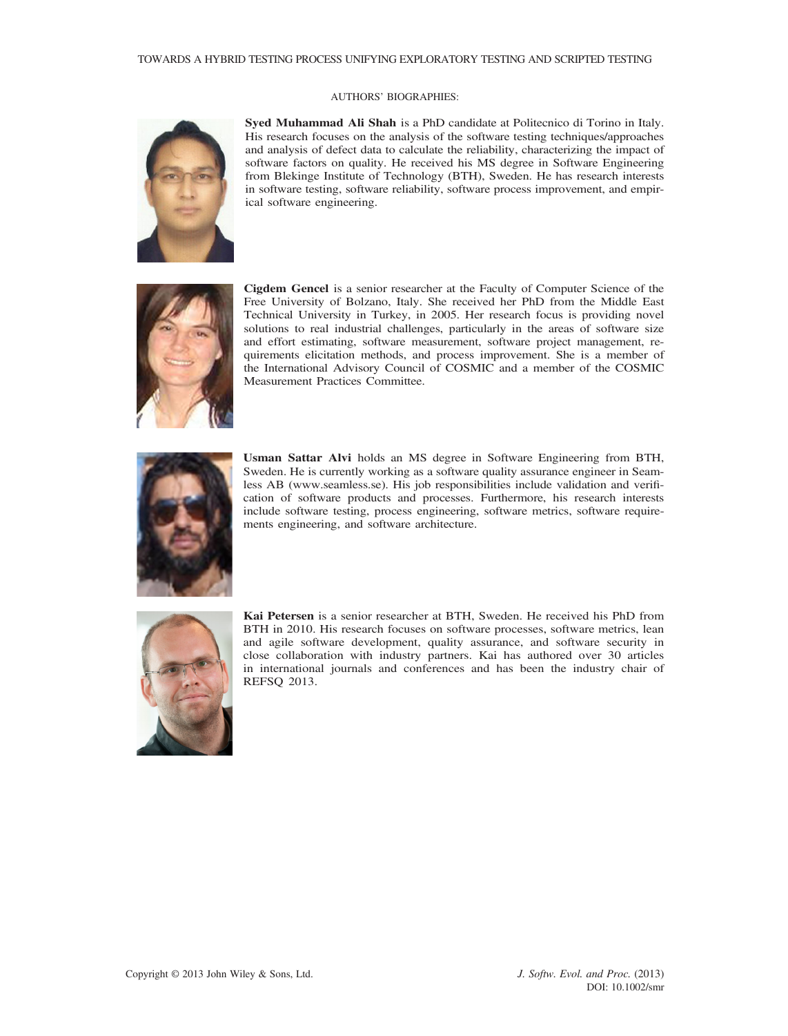AUTHORS' BIOGRAPHIES:

**Syed Muhammad Ali Shah** is a PhD candidate at Politecnico di Torino in Italy. His research focuses on the analysis of the software testing techniques/approaches and analysis of defect data to calculate the reliability, characterizing the impact of software factors on quality. He received his MS degree in Software Engineering from Blekinge Institute of Technology (BTH), Sweden. He has research interests in software testing, software reliability, software process improvement, and empirical software engineering.

**Cigdem Gencel** is a senior researcher at the Faculty of Computer Science of the Free University of Bolzano, Italy. She received her PhD from the Middle East Technical University in Turkey, in 2005. Her research focus is providing novel solutions to real industrial challenges, particularly in the areas of software size and effort estimating, software measurement, software project management, requirements elicitation methods, and process improvement. She is a member of the International Advisory Council of COSMIC and a member of the COSMIC Measurement Practices Committee.

**Usman Sattar Alvi** holds an MS degree in Software Engineering from BTH, Sweden. He is currently working as a software quality assurance engineer in Seamless AB (www.seamless.se). His job responsibilities include validation and verification of software products and processes. Furthermore, his research interests include software testing, process engineering, software metrics, software requirements engineering, and software architecture.

**Kai Petersen** is a senior researcher at BTH, Sweden. He received his PhD from BTH in 2010. His research focuses on software processes, software metrics, lean and agile software development, quality assurance, and software security in close collaboration with industry partners. Kai has authored over 30 articles in international journals and conferences and has been the industry chair of REFSQ 2013.